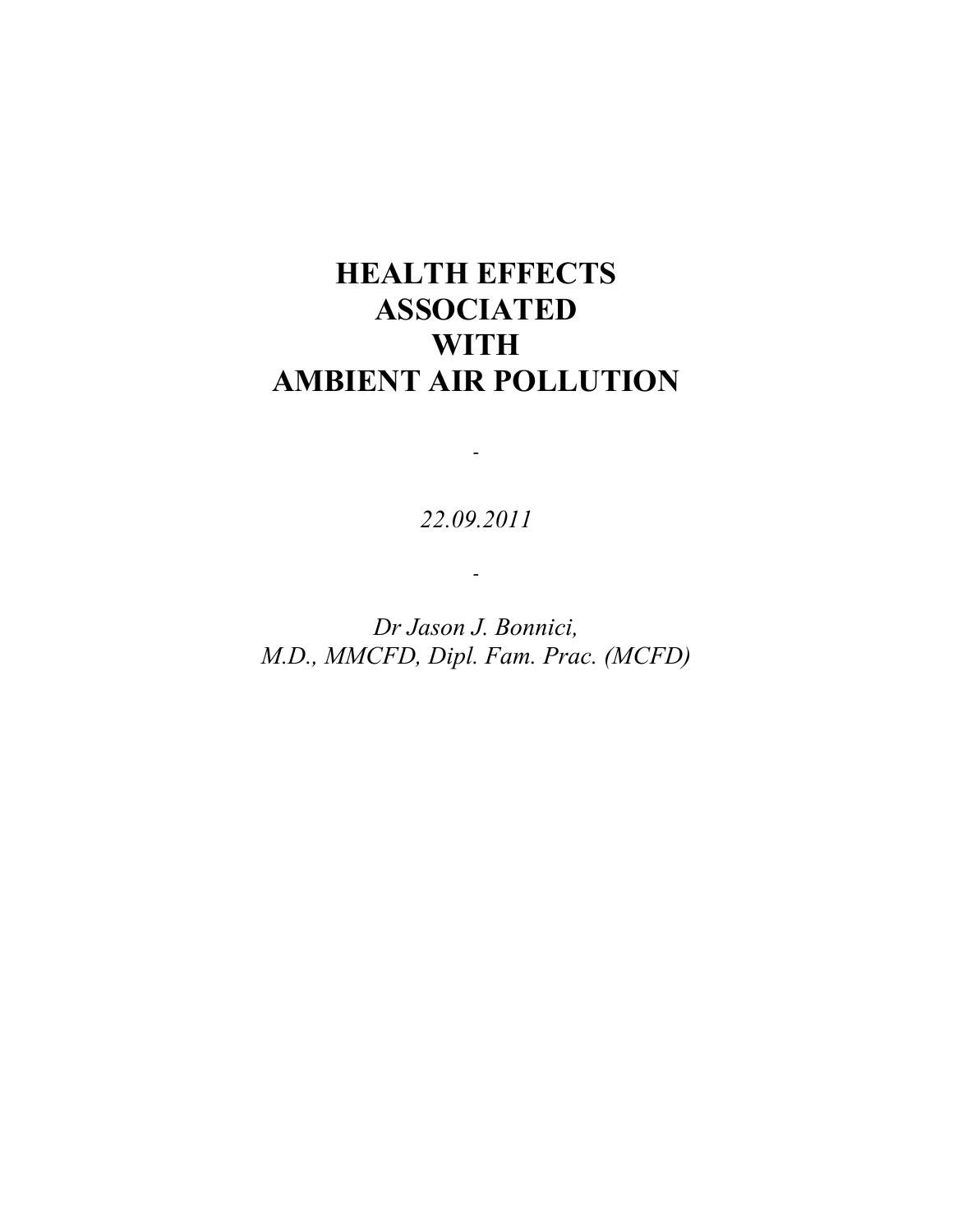# HEALTH EFFECTS ASSOCIATED WITH AMBIENT AIR POLLUTION

-

*22.09.2011*

-

*Dr Jason J. Bonnici,*
*M.D., MMCFD, Dipl. Fam. Prac. (MCFD)*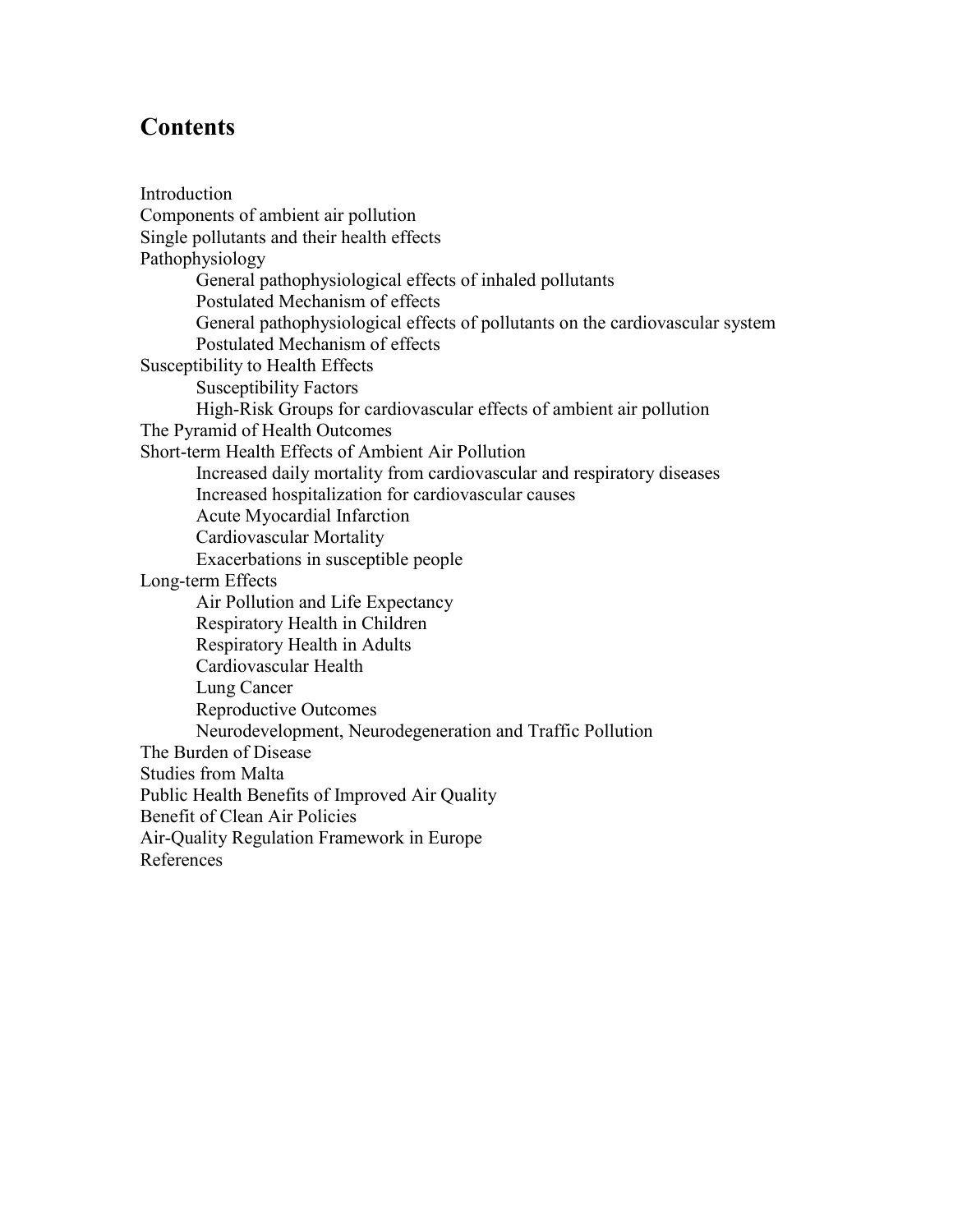## Contents

- Introduction
- Components of ambient air pollution
- Single pollutants and their health effects
- Pathophysiology
    - General pathophysiological effects of inhaled pollutants
    - Postulated Mechanism of effects
    - General pathophysiological effects of pollutants on the cardiovascular system
    - Postulated Mechanism of effects
- Susceptibility to Health Effects
    - Susceptibility Factors
    - High-Risk Groups for cardiovascular effects of ambient air pollution
- The Pyramid of Health Outcomes
- Short-term Health Effects of Ambient Air Pollution
    - Increased daily mortality from cardiovascular and respiratory diseases
    - Increased hospitalization for cardiovascular causes
    - Acute Myocardial Infarction
    - Cardiovascular Mortality
    - Exacerbations in susceptible people
- Long-term Effects
    - Air Pollution and Life Expectancy
    - Respiratory Health in Children
    - Respiratory Health in Adults
    - Cardiovascular Health
    - Lung Cancer
    - Reproductive Outcomes
    - Neurodevelopment, Neurodegeneration and Traffic Pollution
- The Burden of Disease
- Studies from Malta
- Public Health Benefits of Improved Air Quality
- Benefit of Clean Air Policies
- Air-Quality Regulation Framework in Europe
- References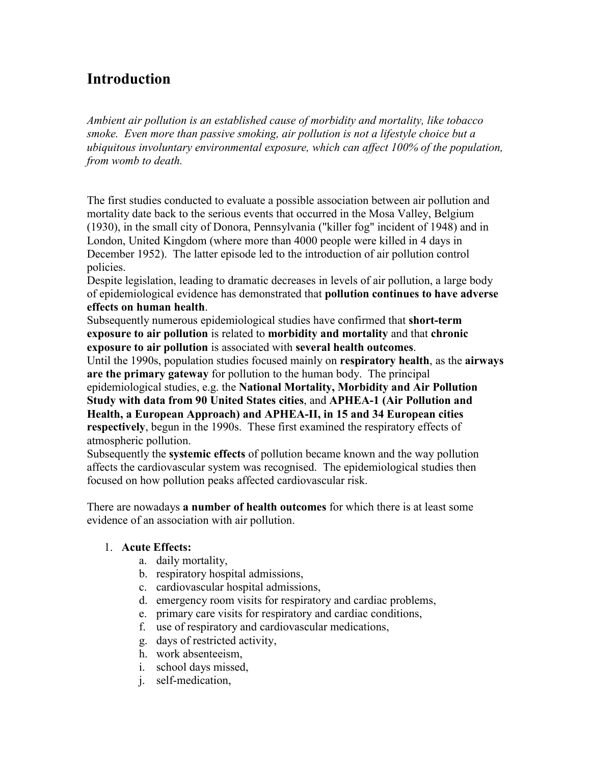# Introduction

*Ambient air pollution is an established cause of morbidity and mortality, like tobacco smoke. Even more than passive smoking, air pollution is not a lifestyle choice but a ubiquitous involuntary environmental exposure, which can affect 100% of the population, from womb to death.*

The first studies conducted to evaluate a possible association between air pollution and mortality date back to the serious events that occurred in the Mosa Valley, Belgium (1930), in the small city of Donora, Pennsylvania ("killer fog" incident of 1948) and in London, United Kingdom (where more than 4000 people were killed in 4 days in December 1952). The latter episode led to the introduction of air pollution control policies.

Despite legislation, leading to dramatic decreases in levels of air pollution, a large body of epidemiological evidence has demonstrated that **pollution continues to have adverse effects on human health**.

Subsequently numerous epidemiological studies have confirmed that **short-term exposure to air pollution** is related to **morbidity and mortality** and that **chronic exposure to air pollution** is associated with **several health outcomes**.

Until the 1990s, population studies focused mainly on **respiratory health**, as the **airways are the primary gateway** for pollution to the human body. The principal epidemiological studies, e.g. the **National Mortality, Morbidity and Air Pollution Study with data from 90 United States cities**, and **APHEA-1 (Air Pollution and Health, a European Approach) and APHEA-II, in 15 and 34 European cities respectively**, begun in the 1990s. These first examined the respiratory effects of atmospheric pollution.

Subsequently the **systemic effects** of pollution became known and the way pollution affects the cardiovascular system was recognised. The epidemiological studies then focused on how pollution peaks affected cardiovascular risk.

There are nowadays **a number of health outcomes** for which there is at least some evidence of an association with air pollution.

1. **Acute Effects:**
   a. daily mortality,
   b. respiratory hospital admissions,
   c. cardiovascular hospital admissions,
   d. emergency room visits for respiratory and cardiac problems,
   e. primary care visits for respiratory and cardiac conditions,
   f. use of respiratory and cardiovascular medications,
   g. days of restricted activity,
   h. work absenteeism,
   i. school days missed,
   j. self-medication,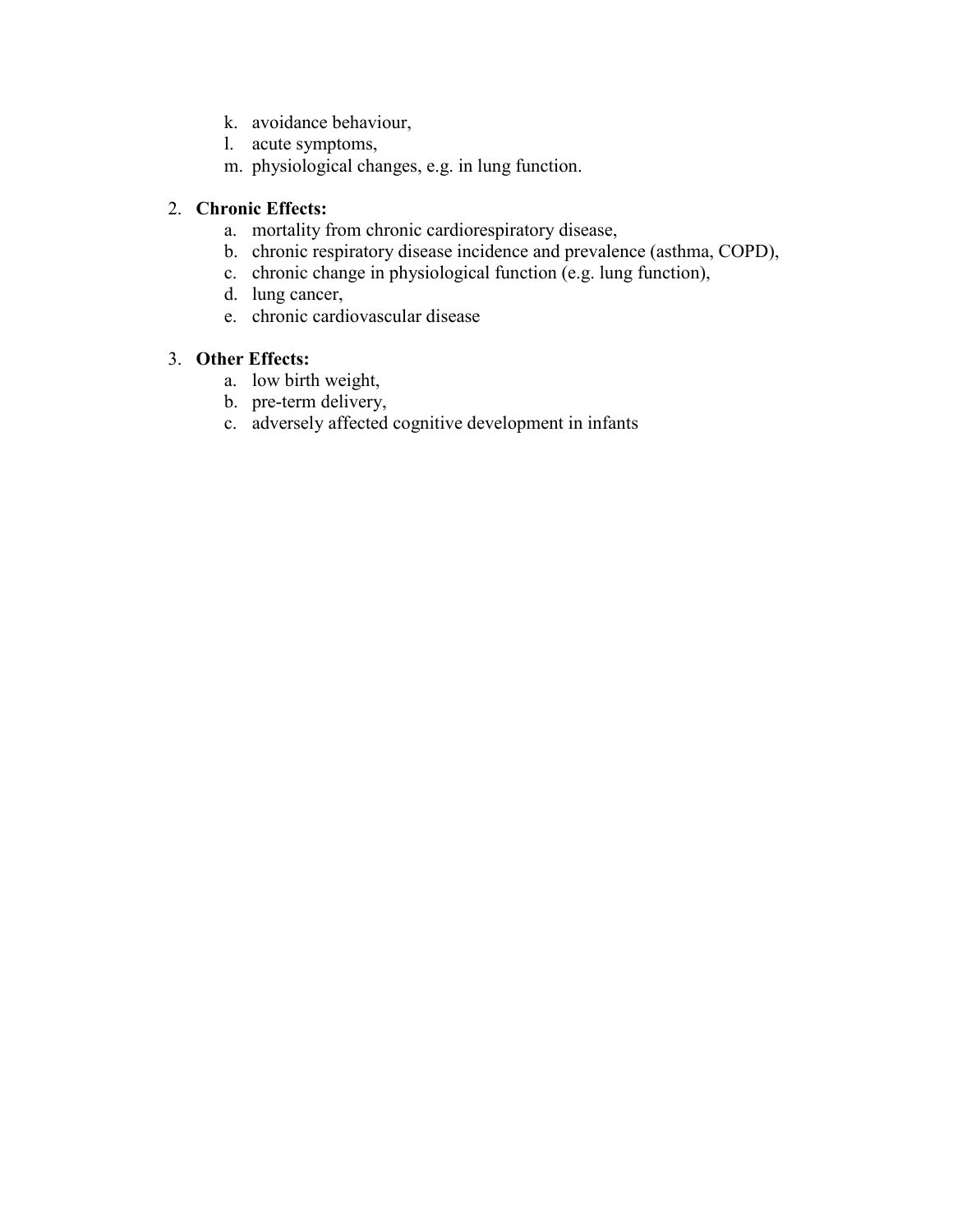k. avoidance behaviour,
   l. acute symptoms,
   m. physiological changes, e.g. in lung function.

2. **Chronic Effects:**
   a. mortality from chronic cardiorespiratory disease,
   b. chronic respiratory disease incidence and prevalence (asthma, COPD),
   c. chronic change in physiological function (e.g. lung function),
   d. lung cancer,
   e. chronic cardiovascular disease

3. **Other Effects:**
   a. low birth weight,
   b. pre-term delivery,
   c. adversely affected cognitive development in infants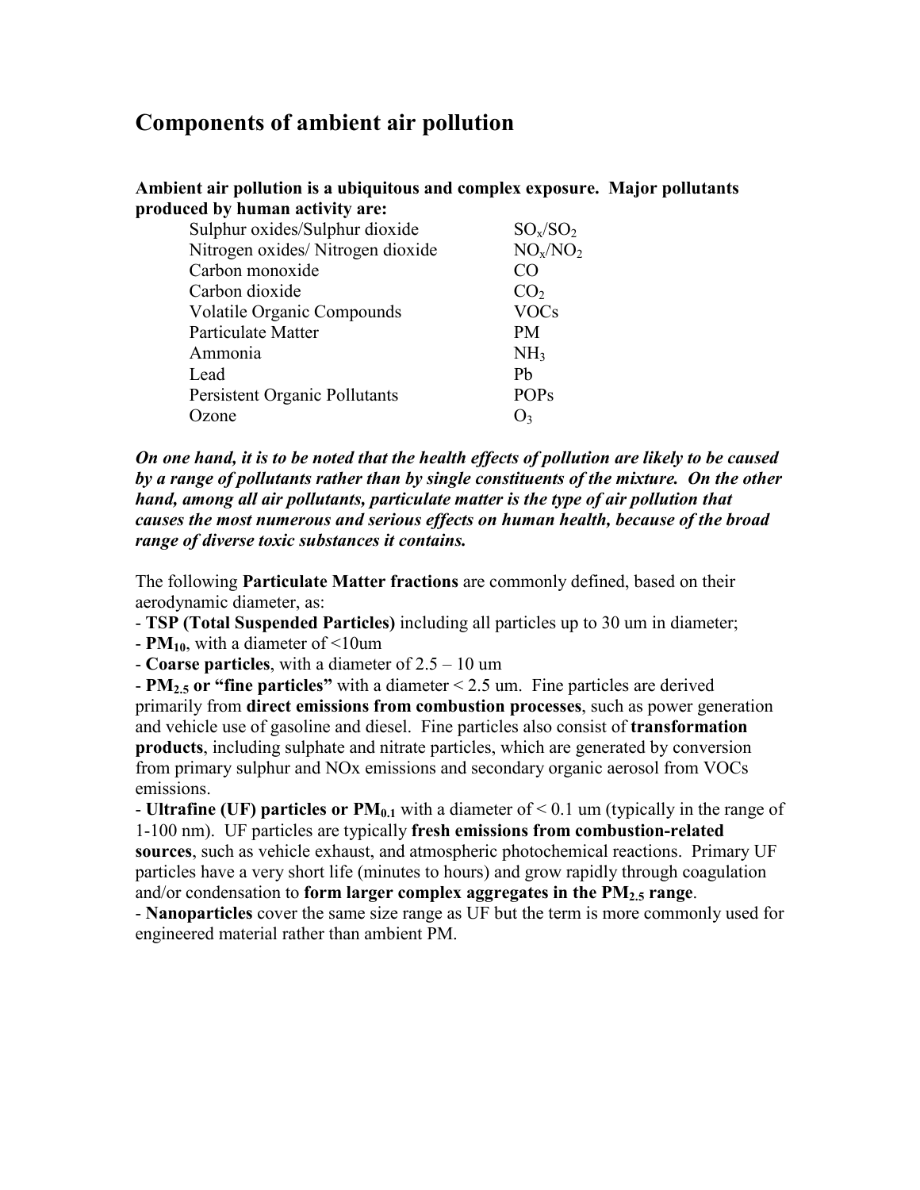# Components of ambient air pollution

**Ambient air pollution is a ubiquitous and complex exposure. Major pollutants produced by human activity are:**

| Pollutant | Formula |
|---|---|
| Sulphur oxides/Sulphur dioxide | $SO_x/SO_2$ |
| Nitrogen oxides/ Nitrogen dioxide | $NO_x/NO_2$ |
| Carbon monoxide | CO |
| Carbon dioxide | $CO_2$ |
| Volatile Organic Compounds | VOCs |
| Particulate Matter | PM |
| Ammonia | $NH_3$ |
| Lead | Pb |
| Persistent Organic Pollutants | POPs |
| Ozone | $O_3$ |

***On one hand, it is to be noted that the health effects of pollution are likely to be caused by a range of pollutants rather than by single constituents of the mixture. On the other hand, among all air pollutants, particulate matter is the type of air pollution that causes the most numerous and serious effects on human health, because of the broad range of diverse toxic substances it contains.***

The following **Particulate Matter fractions** are commonly defined, based on their aerodynamic diameter, as:

- **TSP (Total Suspended Particles)** including all particles up to 30 um in diameter;
- **$PM_{10}$**, with a diameter of <10um
- **Coarse particles**, with a diameter of 2.5 – 10 um
- **$PM_{2.5}$ or "fine particles"** with a diameter < 2.5 um. Fine particles are derived primarily from **direct emissions from combustion processes**, such as power generation and vehicle use of gasoline and diesel. Fine particles also consist of **transformation products**, including sulphate and nitrate particles, which are generated by conversion from primary sulphur and NOx emissions and secondary organic aerosol from VOCs emissions.
- **Ultrafine (UF) particles or $PM_{0.1}$** with a diameter of < 0.1 um (typically in the range of 1-100 nm). UF particles are typically **fresh emissions from combustion-related sources**, such as vehicle exhaust, and atmospheric photochemical reactions. Primary UF particles have a very short life (minutes to hours) and grow rapidly through coagulation and/or condensation to **form larger complex aggregates in the $PM_{2.5}$ range**.
- **Nanoparticles** cover the same size range as UF but the term is more commonly used for engineered material rather than ambient PM.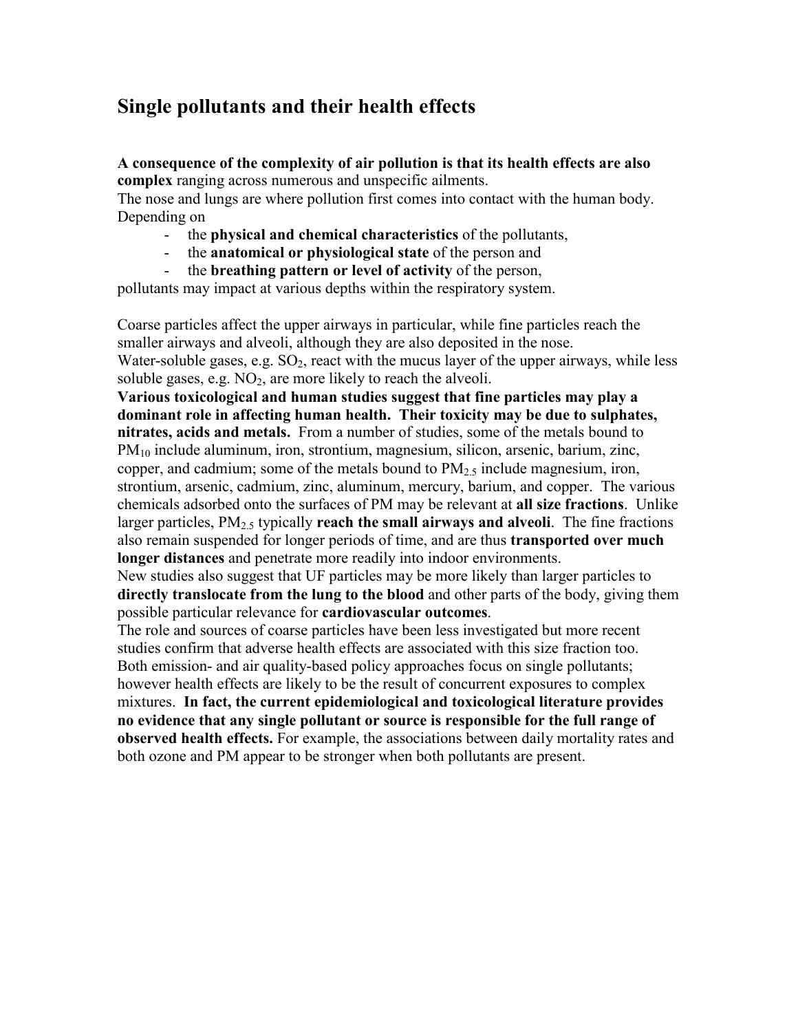## Single pollutants and their health effects

**A consequence of the complexity of air pollution is that its health effects are also complex** ranging across numerous and unspecific ailments.

The nose and lungs are where pollution first comes into contact with the human body. Depending on

- the **physical and chemical characteristics** of the pollutants,
- the **anatomical or physiological state** of the person and
- the **breathing pattern or level of activity** of the person,

pollutants may impact at various depths within the respiratory system.

Coarse particles affect the upper airways in particular, while fine particles reach the smaller airways and alveoli, although they are also deposited in the nose.

Water-soluble gases, e.g. $SO_2$, react with the mucus layer of the upper airways, while less soluble gases, e.g. $NO_2$, are more likely to reach the alveoli.

**Various toxicological and human studies suggest that fine particles may play a dominant role in affecting human health. Their toxicity may be due to sulphates, nitrates, acids and metals.** From a number of studies, some of the metals bound to $PM_{10}$ include aluminum, iron, strontium, magnesium, silicon, arsenic, barium, zinc, copper, and cadmium; some of the metals bound to $PM_{2.5}$ include magnesium, iron, strontium, arsenic, cadmium, zinc, aluminum, mercury, barium, and copper. The various chemicals adsorbed onto the surfaces of PM may be relevant at **all size fractions**. Unlike larger particles, $PM_{2.5}$ typically **reach the small airways and alveoli**. The fine fractions also remain suspended for longer periods of time, and are thus **transported over much longer distances** and penetrate more readily into indoor environments.

New studies also suggest that UF particles may be more likely than larger particles to **directly translocate from the lung to the blood** and other parts of the body, giving them possible particular relevance for **cardiovascular outcomes**.

The role and sources of coarse particles have been less investigated but more recent studies confirm that adverse health effects are associated with this size fraction too.

Both emission- and air quality-based policy approaches focus on single pollutants; however health effects are likely to be the result of concurrent exposures to complex mixtures. **In fact, the current epidemiological and toxicological literature provides no evidence that any single pollutant or source is responsible for the full range of observed health effects.** For example, the associations between daily mortality rates and both ozone and PM appear to be stronger when both pollutants are present.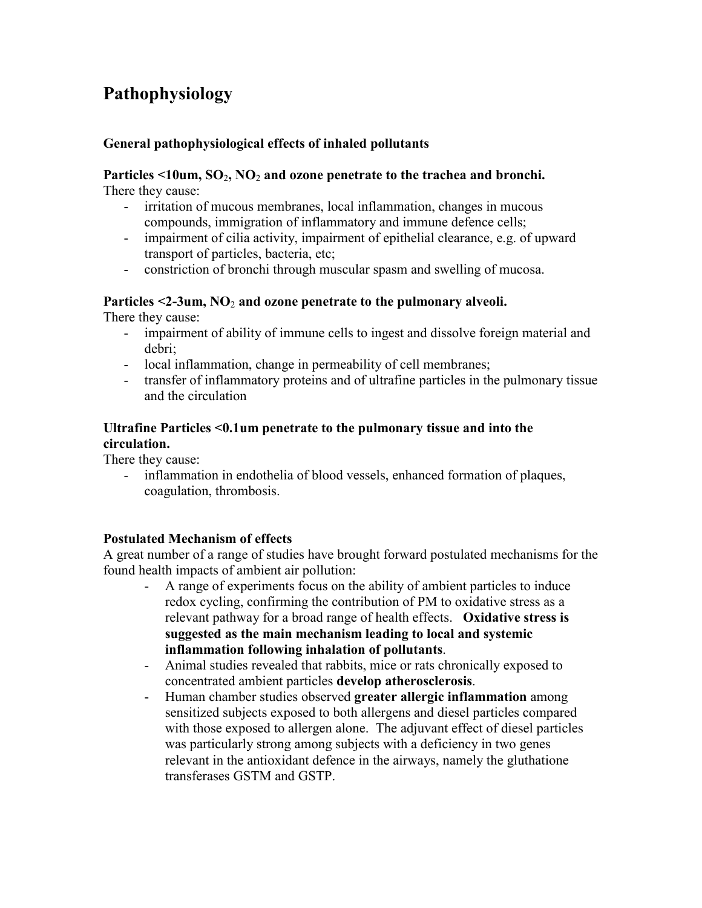# Pathophysiology

### General pathophysiological effects of inhaled pollutants

**Particles <10um, $SO_2$, $NO_2$ and ozone penetrate to the trachea and bronchi.**
There they cause:

- irritation of mucous membranes, local inflammation, changes in mucous compounds, immigration of inflammatory and immune defence cells;
- impairment of cilia activity, impairment of epithelial clearance, e.g. of upward transport of particles, bacteria, etc;
- constriction of bronchi through muscular spasm and swelling of mucosa.

**Particles <2-3um, $NO_2$ and ozone penetrate to the pulmonary alveoli.**
There they cause:

- impairment of ability of immune cells to ingest and dissolve foreign material and debri;
- local inflammation, change in permeability of cell membranes;
- transfer of inflammatory proteins and of ultrafine particles in the pulmonary tissue and the circulation

**Ultrafine Particles <0.1um penetrate to the pulmonary tissue and into the circulation.**
There they cause:

- inflammation in endothelia of blood vessels, enhanced formation of plaques, coagulation, thrombosis.

### Postulated Mechanism of effects

A great number of a range of studies have brought forward postulated mechanisms for the found health impacts of ambient air pollution:

- A range of experiments focus on the ability of ambient particles to induce redox cycling, confirming the contribution of PM to oxidative stress as a relevant pathway for a broad range of health effects. **Oxidative stress is suggested as the main mechanism leading to local and systemic inflammation following inhalation of pollutants**.
- Animal studies revealed that rabbits, mice or rats chronically exposed to concentrated ambient particles **develop atherosclerosis**.
- Human chamber studies observed **greater allergic inflammation** among sensitized subjects exposed to both allergens and diesel particles compared with those exposed to allergen alone. The adjuvant effect of diesel particles was particularly strong among subjects with a deficiency in two genes relevant in the antioxidant defence in the airways, namely the gluthatione transferases GSTM and GSTP.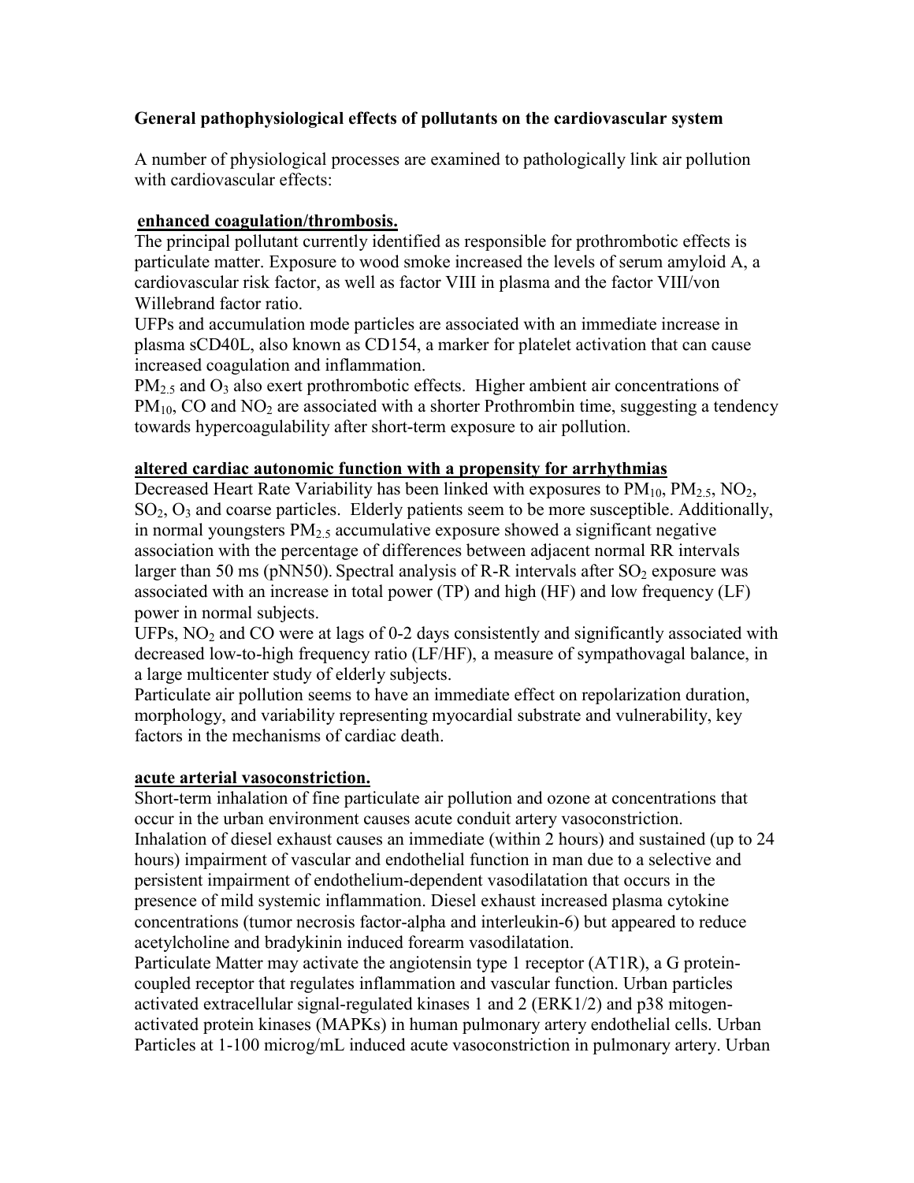### General pathophysiological effects of pollutants on the cardiovascular system

A number of physiological processes are examined to pathologically link air pollution with cardiovascular effects:

**enhanced coagulation/thrombosis.**

The principal pollutant currently identified as responsible for prothrombotic effects is particulate matter. Exposure to wood smoke increased the levels of serum amyloid A, a cardiovascular risk factor, as well as factor VIII in plasma and the factor VIII/von Willebrand factor ratio.

UFPs and accumulation mode particles are associated with an immediate increase in plasma sCD40L, also known as CD154, a marker for platelet activation that can cause increased coagulation and inflammation.

$PM_{2.5}$ and $O_3$ also exert prothrombotic effects. Higher ambient air concentrations of $PM_{10}$, CO and $NO_2$ are associated with a shorter Prothrombin time, suggesting a tendency towards hypercoagulability after short-term exposure to air pollution.

**altered cardiac autonomic function with a propensity for arrhythmias**

Decreased Heart Rate Variability has been linked with exposures to $PM_{10}$, $PM_{2.5}$, $NO_2$, $SO_2$, $O_3$ and coarse particles. Elderly patients seem to be more susceptible. Additionally, in normal youngsters $PM_{2.5}$ accumulative exposure showed a significant negative association with the percentage of differences between adjacent normal RR intervals larger than 50 ms (pNN50). Spectral analysis of R-R intervals after $SO_2$ exposure was associated with an increase in total power (TP) and high (HF) and low frequency (LF) power in normal subjects.

UFPs, $NO_2$ and CO were at lags of 0-2 days consistently and significantly associated with decreased low-to-high frequency ratio (LF/HF), a measure of sympathovagal balance, in a large multicenter study of elderly subjects.

Particulate air pollution seems to have an immediate effect on repolarization duration, morphology, and variability representing myocardial substrate and vulnerability, key factors in the mechanisms of cardiac death.

**acute arterial vasoconstriction.**

Short-term inhalation of fine particulate air pollution and ozone at concentrations that occur in the urban environment causes acute conduit artery vasoconstriction.

Inhalation of diesel exhaust causes an immediate (within 2 hours) and sustained (up to 24 hours) impairment of vascular and endothelial function in man due to a selective and persistent impairment of endothelium-dependent vasodilatation that occurs in the presence of mild systemic inflammation. Diesel exhaust increased plasma cytokine concentrations (tumor necrosis factor-alpha and interleukin-6) but appeared to reduce acetylcholine and bradykinin induced forearm vasodilatation.

Particulate Matter may activate the angiotensin type 1 receptor (AT1R), a G protein-coupled receptor that regulates inflammation and vascular function. Urban particles activated extracellular signal-regulated kinases 1 and 2 (ERK1/2) and p38 mitogen-activated protein kinases (MAPKs) in human pulmonary artery endothelial cells. Urban Particles at 1-100 microg/mL induced acute vasoconstriction in pulmonary artery. Urban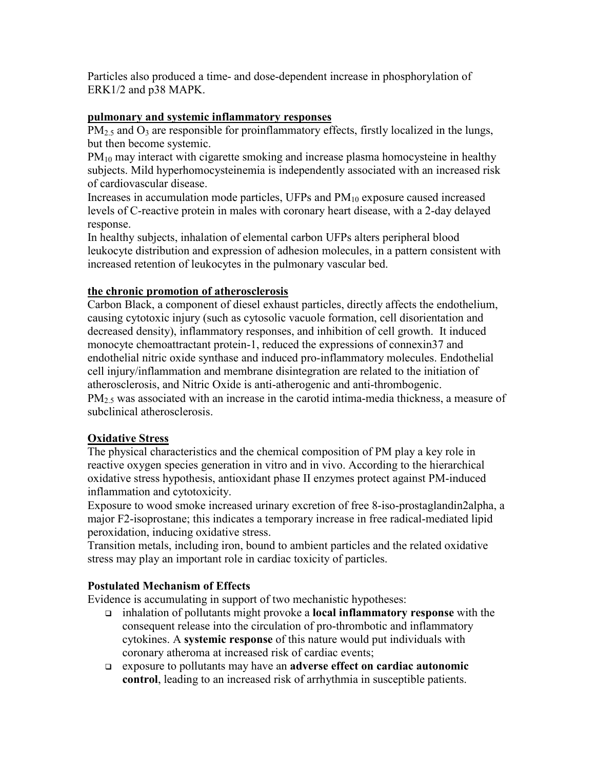Particles also produced a time- and dose-dependent increase in phosphorylation of ERK1/2 and p38 MAPK.

**pulmonary and systemic inflammatory responses**

$PM_{2.5}$ and $O_3$ are responsible for proinflammatory effects, firstly localized in the lungs, but then become systemic.

$PM_{10}$ may interact with cigarette smoking and increase plasma homocysteine in healthy subjects. Mild hyperhomocysteinemia is independently associated with an increased risk of cardiovascular disease.

Increases in accumulation mode particles, UFPs and $PM_{10}$ exposure caused increased levels of C-reactive protein in males with coronary heart disease, with a 2-day delayed response.

In healthy subjects, inhalation of elemental carbon UFPs alters peripheral blood leukocyte distribution and expression of adhesion molecules, in a pattern consistent with increased retention of leukocytes in the pulmonary vascular bed.

**the chronic promotion of atherosclerosis**

Carbon Black, a component of diesel exhaust particles, directly affects the endothelium, causing cytotoxic injury (such as cytosolic vacuole formation, cell disorientation and decreased density), inflammatory responses, and inhibition of cell growth. It induced monocyte chemoattractant protein-1, reduced the expressions of connexin37 and endothelial nitric oxide synthase and induced pro-inflammatory molecules. Endothelial cell injury/inflammation and membrane disintegration are related to the initiation of atherosclerosis, and Nitric Oxide is anti-atherogenic and anti-thrombogenic.

$PM_{2.5}$ was associated with an increase in the carotid intima-media thickness, a measure of subclinical atherosclerosis.

## Oxidative Stress

The physical characteristics and the chemical composition of PM play a key role in reactive oxygen species generation in vitro and in vivo. According to the hierarchical oxidative stress hypothesis, antioxidant phase II enzymes protect against PM-induced inflammation and cytotoxicity.

Exposure to wood smoke increased urinary excretion of free 8-iso-prostaglandin2alpha, a major F2-isoprostane; this indicates a temporary increase in free radical-mediated lipid peroxidation, inducing oxidative stress.

Transition metals, including iron, bound to ambient particles and the related oxidative stress may play an important role in cardiac toxicity of particles.

## Postulated Mechanism of Effects

Evidence is accumulating in support of two mechanistic hypotheses:

- inhalation of pollutants might provoke a **local inflammatory response** with the consequent release into the circulation of pro-thrombotic and inflammatory cytokines. A **systemic response** of this nature would put individuals with coronary atheroma at increased risk of cardiac events;
- exposure to pollutants may have an **adverse effect on cardiac autonomic control**, leading to an increased risk of arrhythmia in susceptible patients.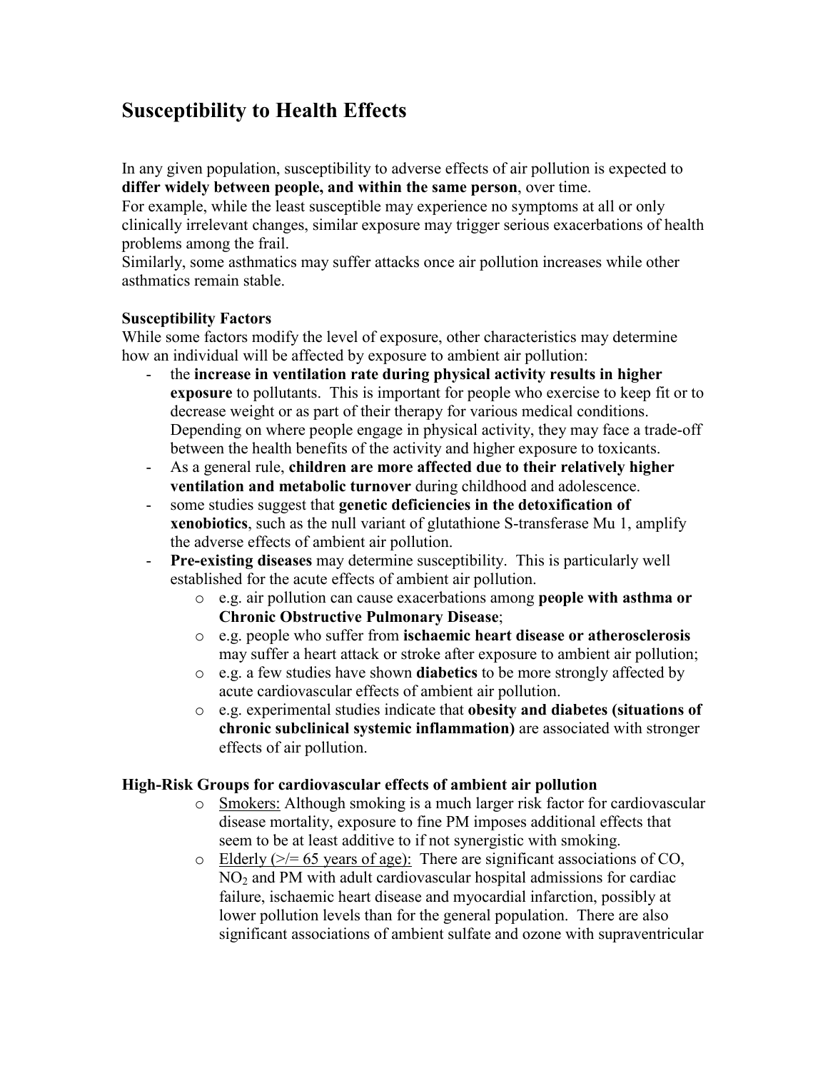# Susceptibility to Health Effects

In any given population, susceptibility to adverse effects of air pollution is expected to **differ widely between people, and within the same person**, over time.

For example, while the least susceptible may experience no symptoms at all or only clinically irrelevant changes, similar exposure may trigger serious exacerbations of health problems among the frail.

Similarly, some asthmatics may suffer attacks once air pollution increases while other asthmatics remain stable.

**Susceptibility Factors**

While some factors modify the level of exposure, other characteristics may determine how an individual will be affected by exposure to ambient air pollution:

- the **increase in ventilation rate during physical activity results in higher exposure** to pollutants. This is important for people who exercise to keep fit or to decrease weight or as part of their therapy for various medical conditions. Depending on where people engage in physical activity, they may face a trade-off between the health benefits of the activity and higher exposure to toxicants.
- As a general rule, **children are more affected due to their relatively higher ventilation and metabolic turnover** during childhood and adolescence.
- some studies suggest that **genetic deficiencies in the detoxification of xenobiotics**, such as the null variant of glutathione S-transferase Mu 1, amplify the adverse effects of ambient air pollution.
- **Pre-existing diseases** may determine susceptibility. This is particularly well established for the acute effects of ambient air pollution.
  - e.g. air pollution can cause exacerbations among **people with asthma or Chronic Obstructive Pulmonary Disease**;
  - e.g. people who suffer from **ischaemic heart disease or atherosclerosis** may suffer a heart attack or stroke after exposure to ambient air pollution;
  - e.g. a few studies have shown **diabetics** to be more strongly affected by acute cardiovascular effects of ambient air pollution.
  - e.g. experimental studies indicate that **obesity and diabetes (situations of chronic subclinical systemic inflammation)** are associated with stronger effects of air pollution.

**High-Risk Groups for cardiovascular effects of ambient air pollution**

- Smokers: Although smoking is a much larger risk factor for cardiovascular disease mortality, exposure to fine PM imposes additional effects that seem to be at least additive to if not synergistic with smoking.
- Elderly (>/= 65 years of age): There are significant associations of CO, $NO_2$ and PM with adult cardiovascular hospital admissions for cardiac failure, ischaemic heart disease and myocardial infarction, possibly at lower pollution levels than for the general population. There are also significant associations of ambient sulfate and ozone with supraventricular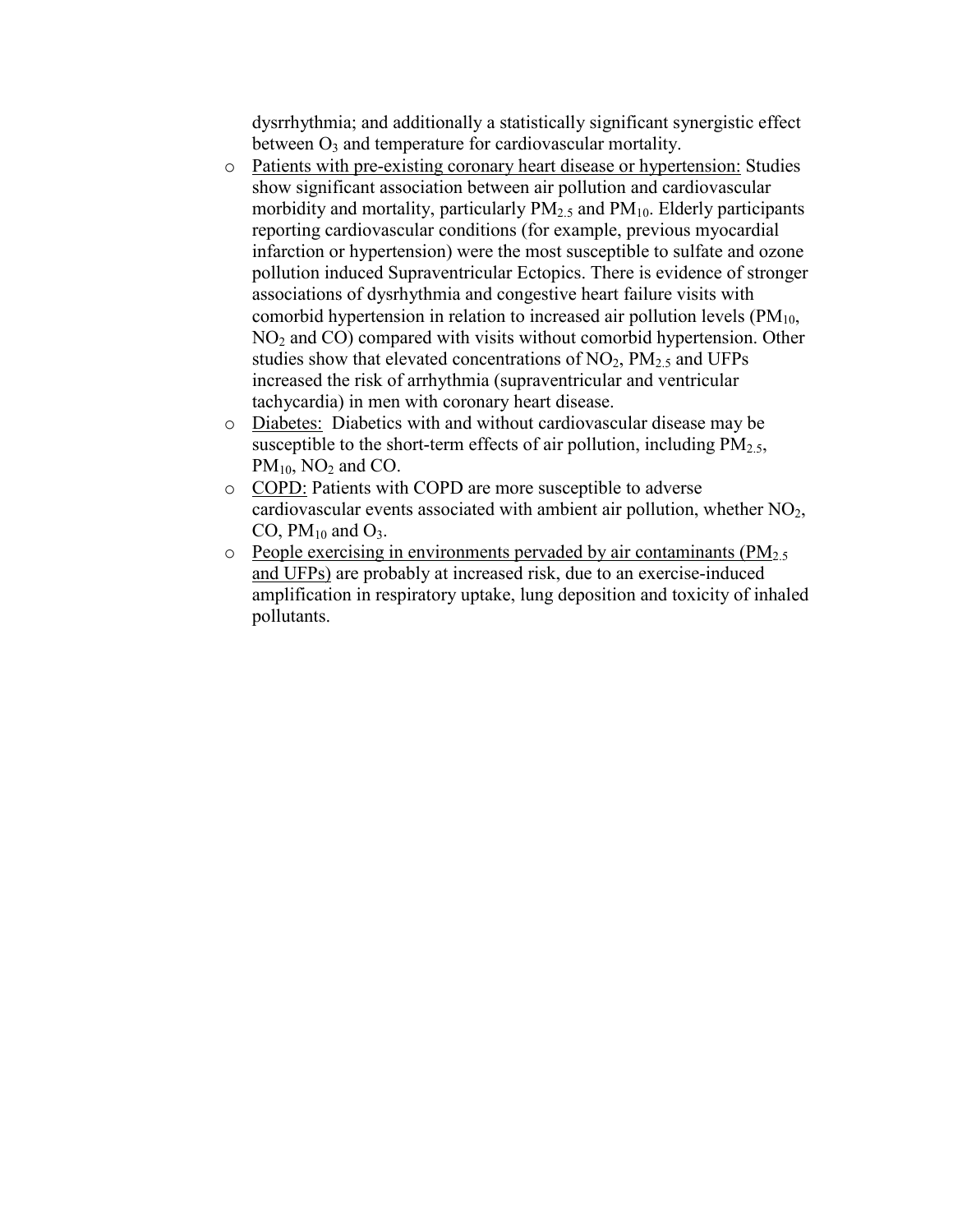dysrrhythmia; and additionally a statistically significant synergistic effect between $O_3$ and temperature for cardiovascular mortality.

- Patients with pre-existing coronary heart disease or hypertension: Studies show significant association between air pollution and cardiovascular morbidity and mortality, particularly $PM_{2.5}$ and $PM_{10}$. Elderly participants reporting cardiovascular conditions (for example, previous myocardial infarction or hypertension) were the most susceptible to sulfate and ozone pollution induced Supraventricular Ectopics. There is evidence of stronger associations of dysrhythmia and congestive heart failure visits with comorbid hypertension in relation to increased air pollution levels ($PM_{10}$, $NO_2$ and CO) compared with visits without comorbid hypertension. Other studies show that elevated concentrations of $NO_2$, $PM_{2.5}$ and UFPs increased the risk of arrhythmia (supraventricular and ventricular tachycardia) in men with coronary heart disease.
- Diabetes: Diabetics with and without cardiovascular disease may be susceptible to the short-term effects of air pollution, including $PM_{2.5}$, $PM_{10}$, $NO_2$ and CO.
- COPD: Patients with COPD are more susceptible to adverse cardiovascular events associated with ambient air pollution, whether $NO_2$, CO, $PM_{10}$ and $O_3$.
- People exercising in environments pervaded by air contaminants ($PM_{2.5}$ and UFPs) are probably at increased risk, due to an exercise-induced amplification in respiratory uptake, lung deposition and toxicity of inhaled pollutants.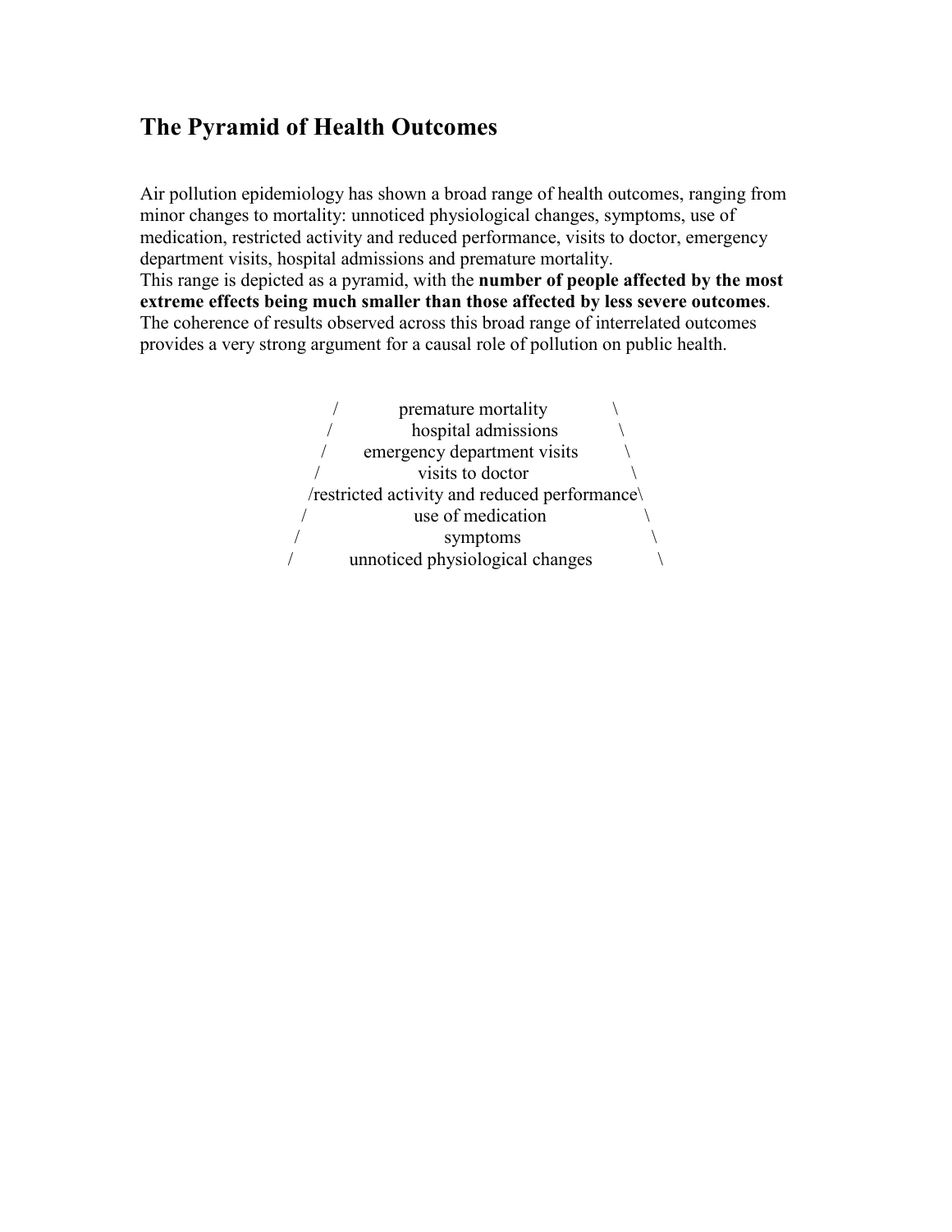## The Pyramid of Health Outcomes

Air pollution epidemiology has shown a broad range of health outcomes, ranging from minor changes to mortality: unnoticed physiological changes, symptoms, use of medication, restricted activity and reduced performance, visits to doctor, emergency department visits, hospital admissions and premature mortality.
This range is depicted as a pyramid, with the **number of people affected by the most extreme effects being much smaller than those affected by less severe outcomes**.
The coherence of results observed across this broad range of interrelated outcomes provides a very strong argument for a causal role of pollution on public health.

```
        /           premature mortality            \
       /              hospital admissions            \
      /       emergency department visits             \
     /                 visits to doctor                  \
    /restricted activity and reduced performance\
   /                  use of medication                    \
  /                         symptoms                          \
 /          unnoticed physiological changes            \
```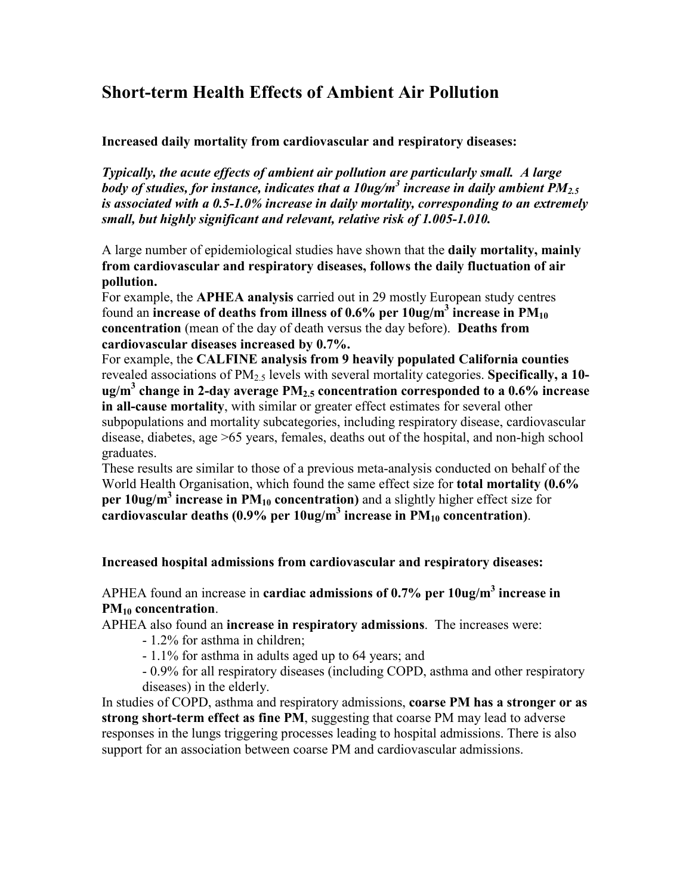# Short-term Health Effects of Ambient Air Pollution

**Increased daily mortality from cardiovascular and respiratory diseases:**

***Typically, the acute effects of ambient air pollution are particularly small. A large body of studies, for instance, indicates that a 10ug/$m^3$ increase in daily ambient $PM_{2.5}$ is associated with a 0.5-1.0% increase in daily mortality, corresponding to an extremely small, but highly significant and relevant, relative risk of 1.005-1.010.***

A large number of epidemiological studies have shown that the **daily mortality, mainly from cardiovascular and respiratory diseases, follows the daily fluctuation of air pollution.**

For example, the **APHEA analysis** carried out in 29 mostly European study centres found an **increase of deaths from illness of 0.6% per 10ug/$m^3$ increase in $PM_{10}$ concentration** (mean of the day of death versus the day before). **Deaths from cardiovascular diseases increased by 0.7%.**

For example, the **CALFINE analysis from 9 heavily populated California counties** revealed associations of $PM_{2.5}$ levels with several mortality categories. **Specifically, a 10-ug/$m^3$ change in 2-day average $PM_{2.5}$ concentration corresponded to a 0.6% increase in all-cause mortality**, with similar or greater effect estimates for several other subpopulations and mortality subcategories, including respiratory disease, cardiovascular disease, diabetes, age >65 years, females, deaths out of the hospital, and non-high school graduates.

These results are similar to those of a previous meta-analysis conducted on behalf of the World Health Organisation, which found the same effect size for **total mortality (0.6% per 10ug/$m^3$ increase in $PM_{10}$ concentration)** and a slightly higher effect size for **cardiovascular deaths (0.9% per 10ug/$m^3$ increase in $PM_{10}$ concentration)**.

**Increased hospital admissions from cardiovascular and respiratory diseases:**

APHEA found an increase in **cardiac admissions of 0.7% per 10ug/$m^3$ increase in $PM_{10}$ concentration**.

APHEA also found an **increase in respiratory admissions**. The increases were:

- 1.2% for asthma in children;
- 1.1% for asthma in adults aged up to 64 years; and
- 0.9% for all respiratory diseases (including COPD, asthma and other respiratory diseases) in the elderly.

In studies of COPD, asthma and respiratory admissions, **coarse PM has a stronger or as strong short-term effect as fine PM**, suggesting that coarse PM may lead to adverse responses in the lungs triggering processes leading to hospital admissions. There is also support for an association between coarse PM and cardiovascular admissions.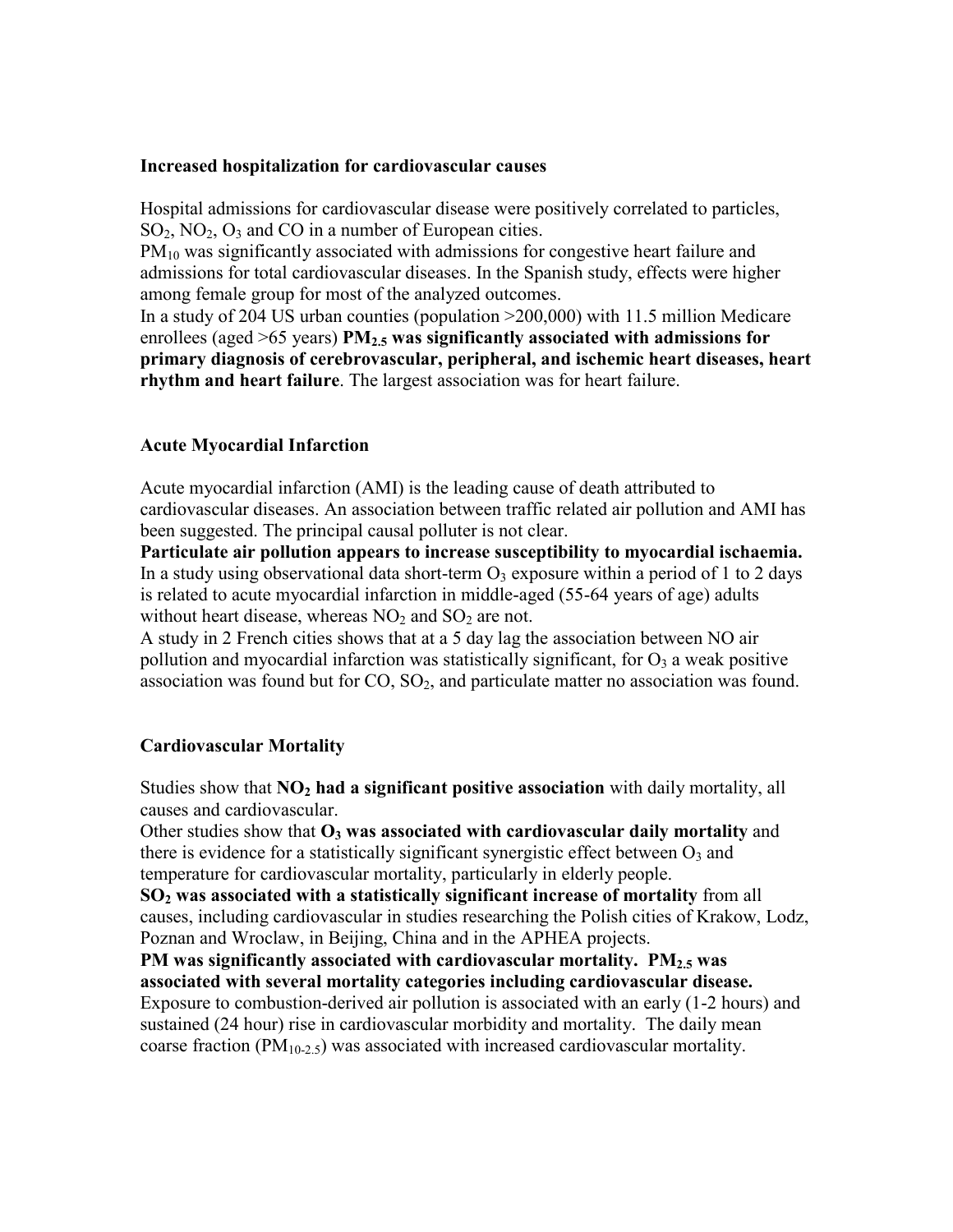**Increased hospitalization for cardiovascular causes**

Hospital admissions for cardiovascular disease were positively correlated to particles, $SO_2$, $NO_2$, $O_3$ and CO in a number of European cities.
$PM_{10}$ was significantly associated with admissions for congestive heart failure and admissions for total cardiovascular diseases. In the Spanish study, effects were higher among female group for most of the analyzed outcomes.
In a study of 204 US urban counties (population >200,000) with 11.5 million Medicare enrollees (aged >65 years) **$PM_{2.5}$ was significantly associated with admissions for primary diagnosis of cerebrovascular, peripheral, and ischemic heart diseases, heart rhythm and heart failure**. The largest association was for heart failure.

**Acute Myocardial Infarction**

Acute myocardial infarction (AMI) is the leading cause of death attributed to cardiovascular diseases. An association between traffic related air pollution and AMI has been suggested. The principal causal polluter is not clear.
**Particulate air pollution appears to increase susceptibility to myocardial ischaemia.**
In a study using observational data short-term $O_3$ exposure within a period of 1 to 2 days is related to acute myocardial infarction in middle-aged (55-64 years of age) adults without heart disease, whereas $NO_2$ and $SO_2$ are not.
A study in 2 French cities shows that at a 5 day lag the association between NO air pollution and myocardial infarction was statistically significant, for $O_3$ a weak positive association was found but for CO, $SO_2$, and particulate matter no association was found.

**Cardiovascular Mortality**

Studies show that **$NO_2$ had a significant positive association** with daily mortality, all causes and cardiovascular.
Other studies show that **$O_3$ was associated with cardiovascular daily mortality** and there is evidence for a statistically significant synergistic effect between $O_3$ and temperature for cardiovascular mortality, particularly in elderly people.
**$SO_2$ was associated with a statistically significant increase of mortality** from all causes, including cardiovascular in studies researching the Polish cities of Krakow, Lodz, Poznan and Wroclaw, in Beijing, China and in the APHEA projects.
**PM was significantly associated with cardiovascular mortality. $PM_{2.5}$ was associated with several mortality categories including cardiovascular disease.**
Exposure to combustion-derived air pollution is associated with an early (1-2 hours) and sustained (24 hour) rise in cardiovascular morbidity and mortality. The daily mean coarse fraction ($PM_{10-2.5}$) was associated with increased cardiovascular mortality.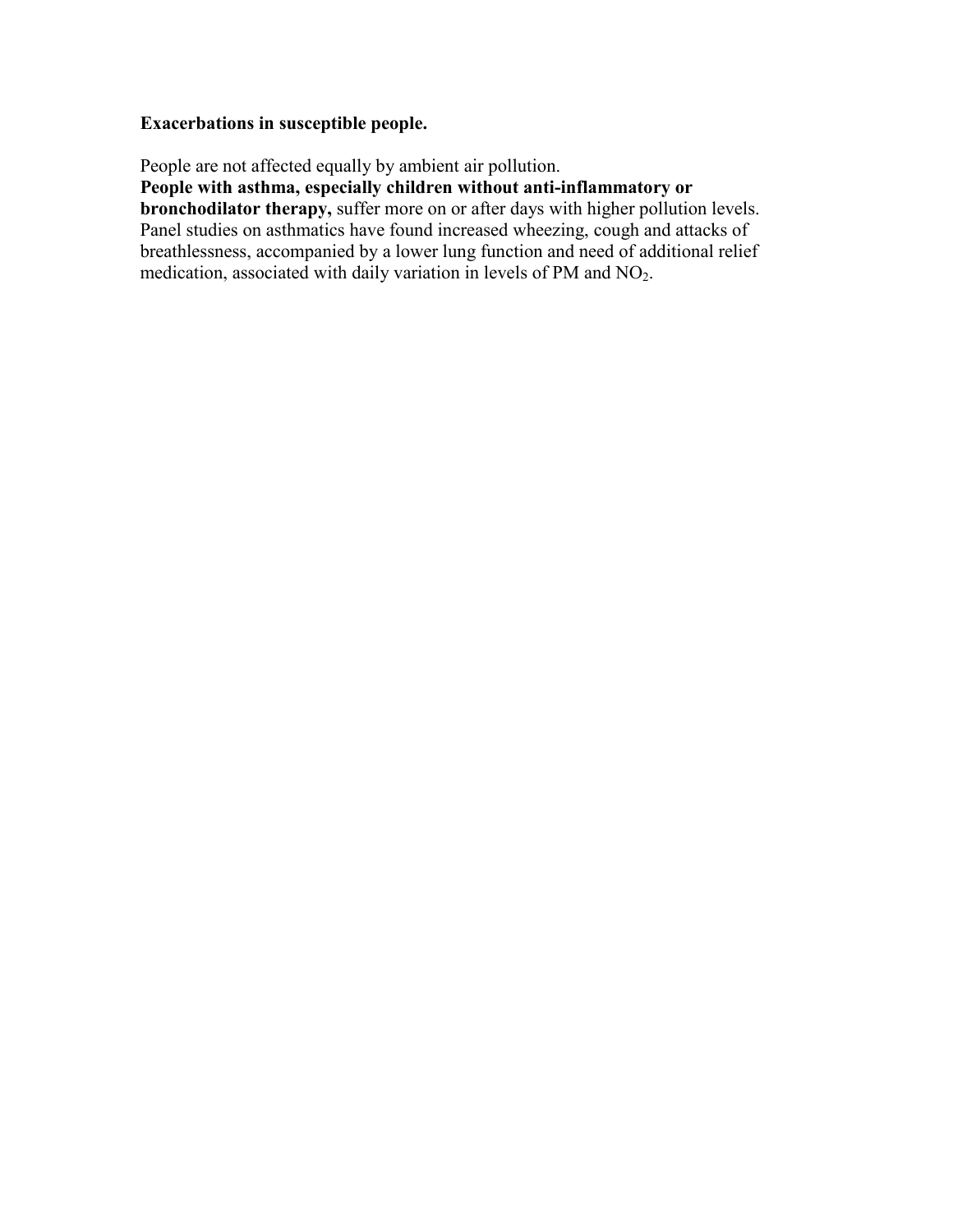**Exacerbations in susceptible people.**

People are not affected equally by ambient air pollution.
**People with asthma, especially children without anti-inflammatory or bronchodilator therapy,** suffer more on or after days with higher pollution levels. Panel studies on asthmatics have found increased wheezing, cough and attacks of breathlessness, accompanied by a lower lung function and need of additional relief medication, associated with daily variation in levels of PM and $NO_2$.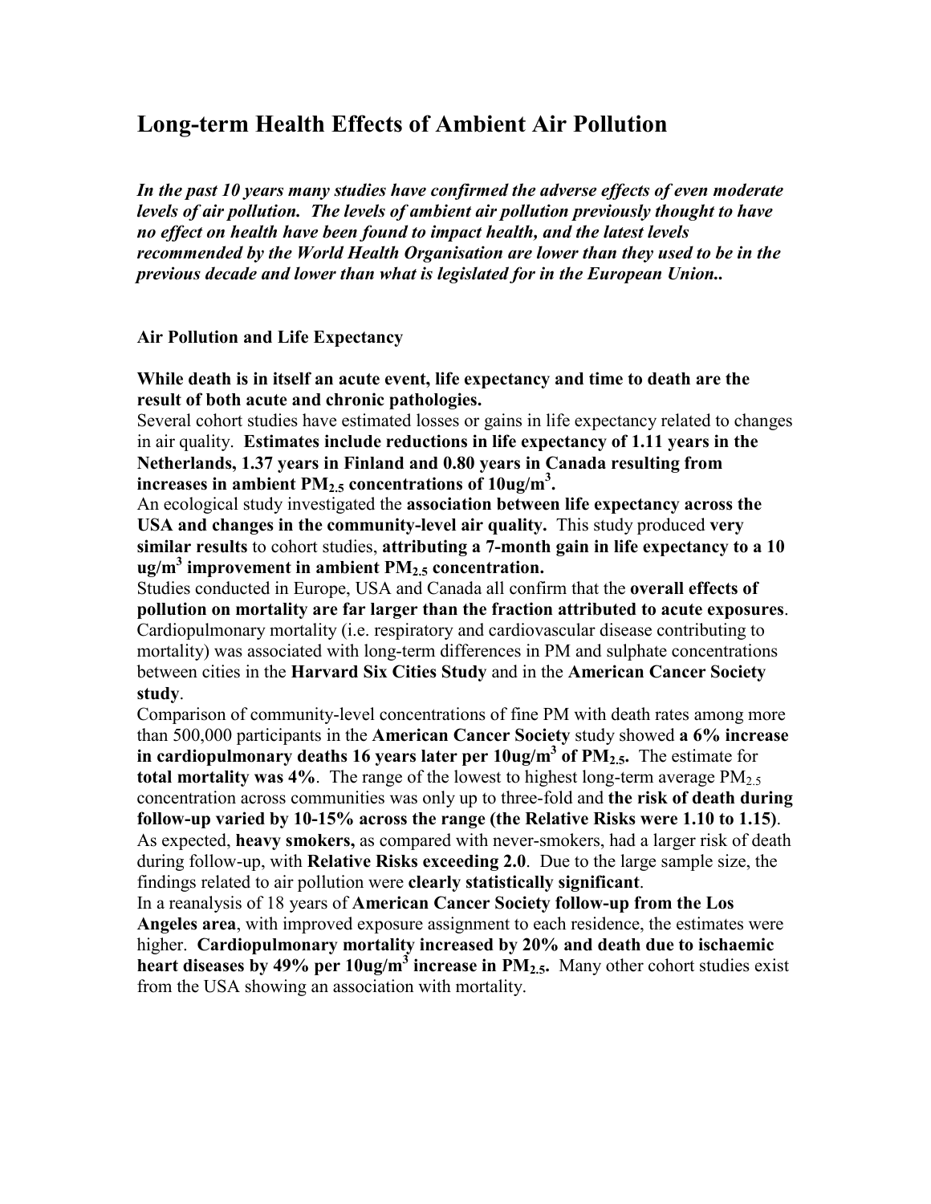# Long-term Health Effects of Ambient Air Pollution

***In the past 10 years many studies have confirmed the adverse effects of even moderate levels of air pollution. The levels of ambient air pollution previously thought to have no effect on health have been found to impact health, and the latest levels recommended by the World Health Organisation are lower than they used to be in the previous decade and lower than what is legislated for in the European Union..***

**Air Pollution and Life Expectancy**

**While death is in itself an acute event, life expectancy and time to death are the result of both acute and chronic pathologies.**

Several cohort studies have estimated losses or gains in life expectancy related to changes in air quality. **Estimates include reductions in life expectancy of 1.11 years in the Netherlands, 1.37 years in Finland and 0.80 years in Canada resulting from increases in ambient $PM_{2.5}$ concentrations of $10ug/m^3$.**

An ecological study investigated the **association between life expectancy across the USA and changes in the community-level air quality.** This study produced **very similar results** to cohort studies, **attributing a 7-month gain in life expectancy to a 10 $ug/m^3$ improvement in ambient $PM_{2.5}$ concentration.**

Studies conducted in Europe, USA and Canada all confirm that the **overall effects of pollution on mortality are far larger than the fraction attributed to acute exposures**. Cardiopulmonary mortality (i.e. respiratory and cardiovascular disease contributing to mortality) was associated with long-term differences in PM and sulphate concentrations between cities in the **Harvard Six Cities Study** and in the **American Cancer Society study**.

Comparison of community-level concentrations of fine PM with death rates among more than 500,000 participants in the **American Cancer Society** study showed **a 6% increase in cardiopulmonary deaths 16 years later per $10ug/m^3$ of $PM_{2.5}$.** The estimate for **total mortality was 4%**. The range of the lowest to highest long-term average $PM_{2.5}$ concentration across communities was only up to three-fold and **the risk of death during follow-up varied by 10-15% across the range (the Relative Risks were 1.10 to 1.15)**. As expected, **heavy smokers,** as compared with never-smokers, had a larger risk of death during follow-up, with **Relative Risks exceeding 2.0**. Due to the large sample size, the findings related to air pollution were **clearly statistically significant**.

In a reanalysis of 18 years of **American Cancer Society follow-up from the Los Angeles area**, with improved exposure assignment to each residence, the estimates were higher. **Cardiopulmonary mortality increased by 20% and death due to ischaemic heart diseases by 49% per $10ug/m^3$ increase in $PM_{2.5}$.** Many other cohort studies exist from the USA showing an association with mortality.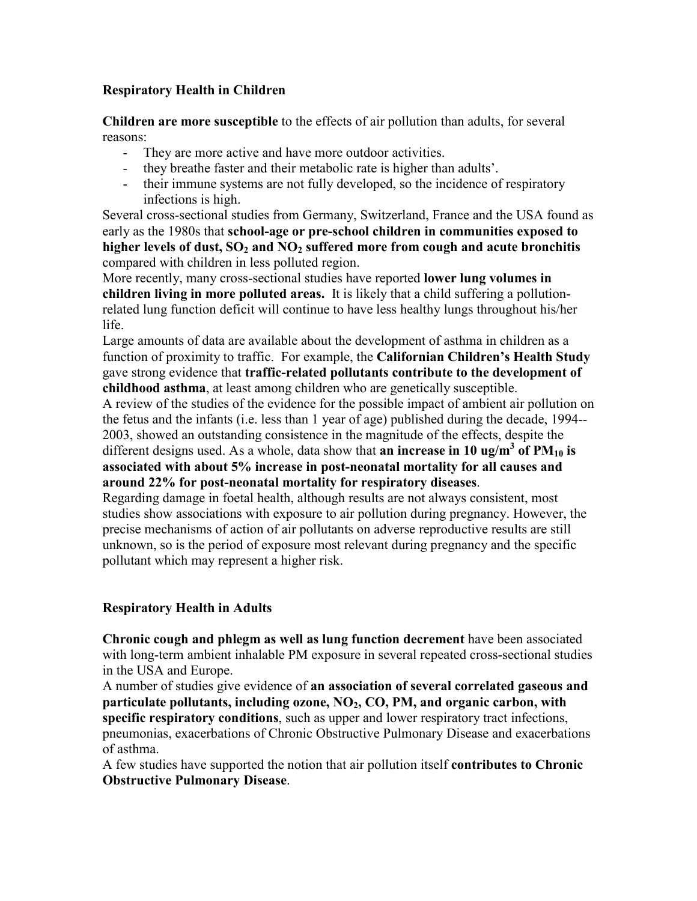### Respiratory Health in Children

**Children are more susceptible** to the effects of air pollution than adults, for several reasons:

- They are more active and have more outdoor activities.
- they breathe faster and their metabolic rate is higher than adults'.
- their immune systems are not fully developed, so the incidence of respiratory infections is high.

Several cross-sectional studies from Germany, Switzerland, France and the USA found as early as the 1980s that **school-age or pre-school children in communities exposed to higher levels of dust, $SO_2$ and $NO_2$ suffered more from cough and acute bronchitis** compared with children in less polluted region.

More recently, many cross-sectional studies have reported **lower lung volumes in children living in more polluted areas.** It is likely that a child suffering a pollution-related lung function deficit will continue to have less healthy lungs throughout his/her life.

Large amounts of data are available about the development of asthma in children as a function of proximity to traffic. For example, the **Californian Children's Health Study** gave strong evidence that **traffic-related pollutants contribute to the development of childhood asthma**, at least among children who are genetically susceptible.

A review of the studies of the evidence for the possible impact of ambient air pollution on the fetus and the infants (i.e. less than 1 year of age) published during the decade, 1994--2003, showed an outstanding consistence in the magnitude of the effects, despite the different designs used. As a whole, data show that **an increase in 10 ug/$m^3$ of $PM_{10}$ is associated with about 5% increase in post-neonatal mortality for all causes and around 22% for post-neonatal mortality for respiratory diseases**.

Regarding damage in foetal health, although results are not always consistent, most studies show associations with exposure to air pollution during pregnancy. However, the precise mechanisms of action of air pollutants on adverse reproductive results are still unknown, so is the period of exposure most relevant during pregnancy and the specific pollutant which may represent a higher risk.

### Respiratory Health in Adults

**Chronic cough and phlegm as well as lung function decrement** have been associated with long-term ambient inhalable PM exposure in several repeated cross-sectional studies in the USA and Europe.

A number of studies give evidence of **an association of several correlated gaseous and particulate pollutants, including ozone, $NO_2$, CO, PM, and organic carbon, with specific respiratory conditions**, such as upper and lower respiratory tract infections, pneumonias, exacerbations of Chronic Obstructive Pulmonary Disease and exacerbations of asthma.

A few studies have supported the notion that air pollution itself **contributes to Chronic Obstructive Pulmonary Disease**.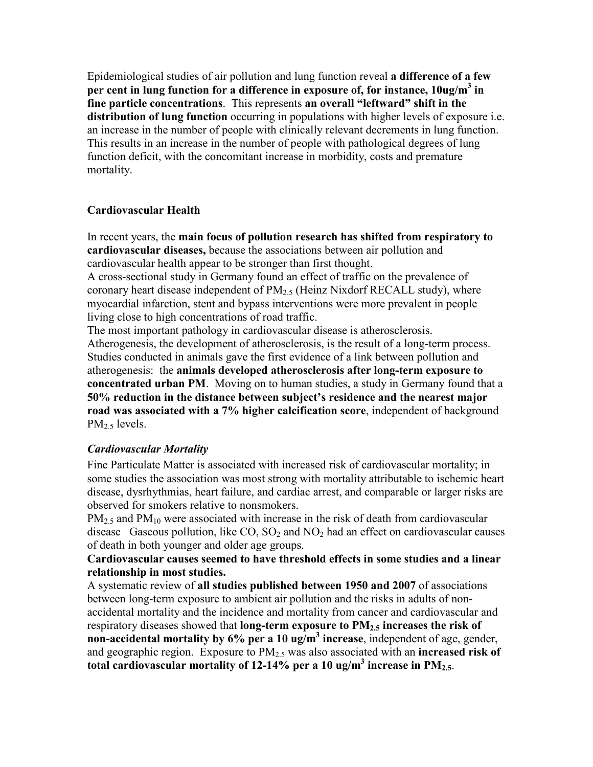Epidemiological studies of air pollution and lung function reveal **a difference of a few per cent in lung function for a difference in exposure of, for instance, 10ug/m$^3$ in fine particle concentrations**. This represents **an overall "leftward" shift in the distribution of lung function** occurring in populations with higher levels of exposure i.e. an increase in the number of people with clinically relevant decrements in lung function. This results in an increase in the number of people with pathological degrees of lung function deficit, with the concomitant increase in morbidity, costs and premature mortality.

## Cardiovascular Health

In recent years, the **main focus of pollution research has shifted from respiratory to cardiovascular diseases,** because the associations between air pollution and cardiovascular health appear to be stronger than first thought.

A cross-sectional study in Germany found an effect of traffic on the prevalence of coronary heart disease independent of $PM_{2.5}$ (Heinz Nixdorf RECALL study), where myocardial infarction, stent and bypass interventions were more prevalent in people living close to high concentrations of road traffic.

The most important pathology in cardiovascular disease is atherosclerosis. Atherogenesis, the development of atherosclerosis, is the result of a long-term process. Studies conducted in animals gave the first evidence of a link between pollution and atherogenesis: the **animals developed atherosclerosis after long-term exposure to concentrated urban PM**. Moving on to human studies, a study in Germany found that a **50% reduction in the distance between subject's residence and the nearest major road was associated with a 7% higher calcification score**, independent of background $PM_{2.5}$ levels.

### *Cardiovascular Mortality*

Fine Particulate Matter is associated with increased risk of cardiovascular mortality; in some studies the association was most strong with mortality attributable to ischemic heart disease, dysrhythmias, heart failure, and cardiac arrest, and comparable or larger risks are observed for smokers relative to nonsmokers.

$PM_{2.5}$ and $PM_{10}$ were associated with increase in the risk of death from cardiovascular disease Gaseous pollution, like CO, $SO_2$ and $NO_2$ had an effect on cardiovascular causes of death in both younger and older age groups.

**Cardiovascular causes seemed to have threshold effects in some studies and a linear relationship in most studies.**

A systematic review of **all studies published between 1950 and 2007** of associations between long-term exposure to ambient air pollution and the risks in adults of non-accidental mortality and the incidence and mortality from cancer and cardiovascular and respiratory diseases showed that **long-term exposure to $PM_{2.5}$ increases the risk of non-accidental mortality by 6% per a 10 ug/m$^3$ increase**, independent of age, gender, and geographic region. Exposure to $PM_{2.5}$ was also associated with an **increased risk of total cardiovascular mortality of 12-14% per a 10 ug/m$^3$ increase in $PM_{2.5}$**.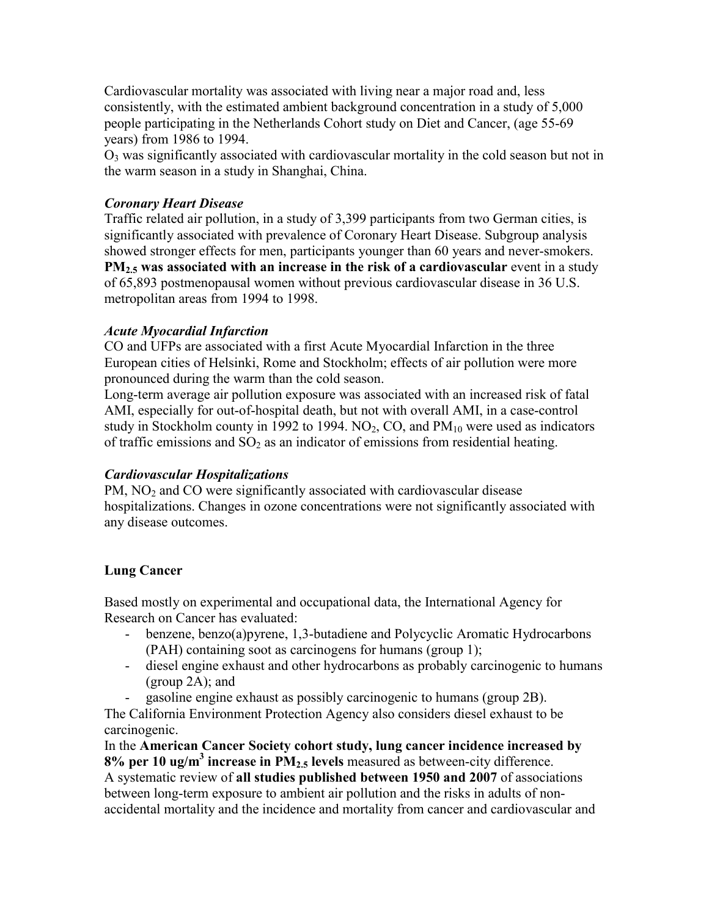Cardiovascular mortality was associated with living near a major road and, less consistently, with the estimated ambient background concentration in a study of 5,000 people participating in the Netherlands Cohort study on Diet and Cancer, (age 55-69 years) from 1986 to 1994.

$O_3$ was significantly associated with cardiovascular mortality in the cold season but not in the warm season in a study in Shanghai, China.

### *Coronary Heart Disease*

Traffic related air pollution, in a study of 3,399 participants from two German cities, is significantly associated with prevalence of Coronary Heart Disease. Subgroup analysis showed stronger effects for men, participants younger than 60 years and never-smokers. **$PM_{2.5}$ was associated with an increase in the risk of a cardiovascular** event in a study of 65,893 postmenopausal women without previous cardiovascular disease in 36 U.S. metropolitan areas from 1994 to 1998.

### *Acute Myocardial Infarction*

CO and UFPs are associated with a first Acute Myocardial Infarction in the three European cities of Helsinki, Rome and Stockholm; effects of air pollution were more pronounced during the warm than the cold season.

Long-term average air pollution exposure was associated with an increased risk of fatal AMI, especially for out-of-hospital death, but not with overall AMI, in a case-control study in Stockholm county in 1992 to 1994. $NO_2$, CO, and $PM_{10}$ were used as indicators of traffic emissions and $SO_2$ as an indicator of emissions from residential heating.

### *Cardiovascular Hospitalizations*

PM, $NO_2$ and CO were significantly associated with cardiovascular disease hospitalizations. Changes in ozone concentrations were not significantly associated with any disease outcomes.

## Lung Cancer

Based mostly on experimental and occupational data, the International Agency for Research on Cancer has evaluated:

- benzene, benzo(a)pyrene, 1,3-butadiene and Polycyclic Aromatic Hydrocarbons (PAH) containing soot as carcinogens for humans (group 1);
- diesel engine exhaust and other hydrocarbons as probably carcinogenic to humans (group 2A); and
- gasoline engine exhaust as possibly carcinogenic to humans (group 2B).

The California Environment Protection Agency also considers diesel exhaust to be carcinogenic.

In the **American Cancer Society cohort study, lung cancer incidence increased by 8% per 10 ug/m$^3$ increase in $PM_{2.5}$ levels** measured as between-city difference.

A systematic review of **all studies published between 1950 and 2007** of associations between long-term exposure to ambient air pollution and the risks in adults of non-accidental mortality and the incidence and mortality from cancer and cardiovascular and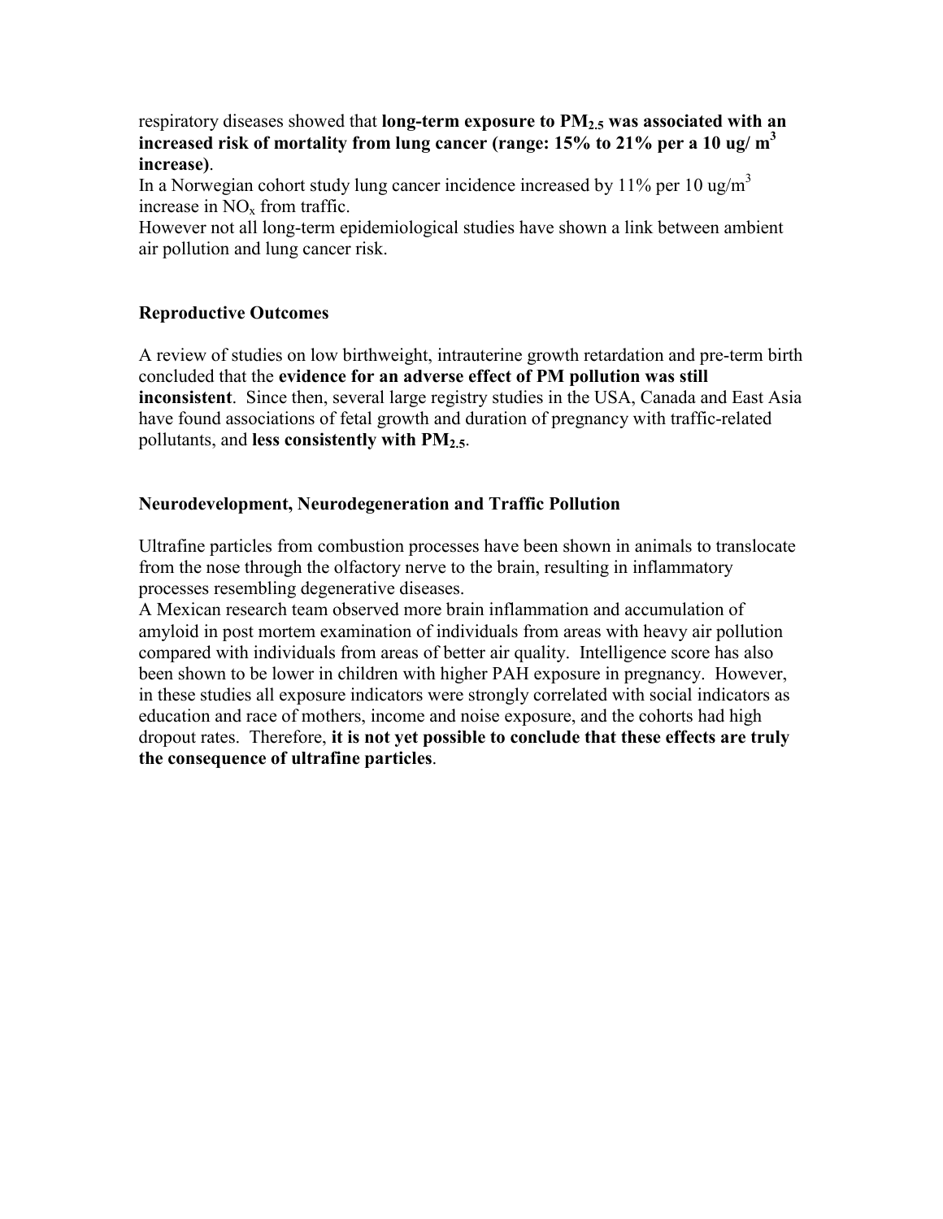respiratory diseases showed that **long-term exposure to $PM_{2.5}$ was associated with an increased risk of mortality from lung cancer (range: 15% to 21% per a 10 ug/ $m^3$ increase)**.

In a Norwegian cohort study lung cancer incidence increased by 11% per 10 ug/$m^3$ increase in $NO_x$ from traffic.

However not all long-term epidemiological studies have shown a link between ambient air pollution and lung cancer risk.

### Reproductive Outcomes

A review of studies on low birthweight, intrauterine growth retardation and pre-term birth concluded that the **evidence for an adverse effect of PM pollution was still inconsistent**. Since then, several large registry studies in the USA, Canada and East Asia have found associations of fetal growth and duration of pregnancy with traffic-related pollutants, and **less consistently with $PM_{2.5}$**.

### Neurodevelopment, Neurodegeneration and Traffic Pollution

Ultrafine particles from combustion processes have been shown in animals to translocate from the nose through the olfactory nerve to the brain, resulting in inflammatory processes resembling degenerative diseases.

A Mexican research team observed more brain inflammation and accumulation of amyloid in post mortem examination of individuals from areas with heavy air pollution compared with individuals from areas of better air quality. Intelligence score has also been shown to be lower in children with higher PAH exposure in pregnancy. However, in these studies all exposure indicators were strongly correlated with social indicators as education and race of mothers, income and noise exposure, and the cohorts had high dropout rates. Therefore, **it is not yet possible to conclude that these effects are truly the consequence of ultrafine particles**.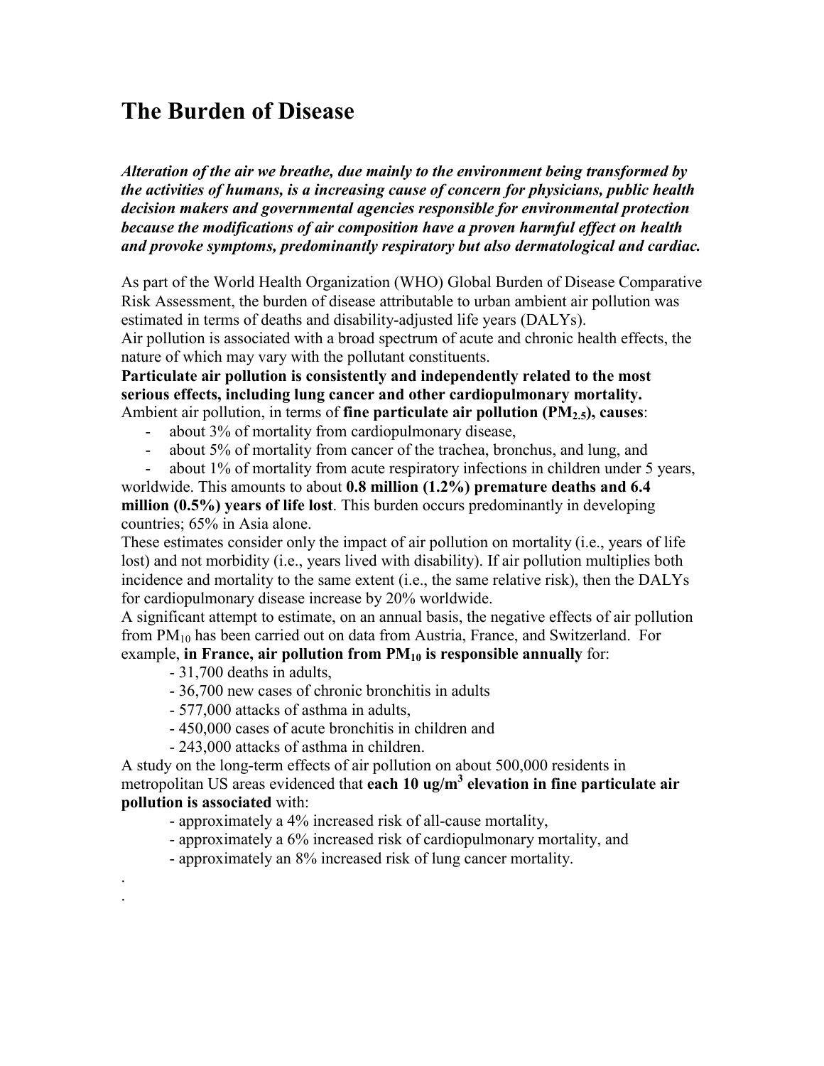# The Burden of Disease

***Alteration of the air we breathe, due mainly to the environment being transformed by the activities of humans, is a increasing cause of concern for physicians, public health decision makers and governmental agencies responsible for environmental protection because the modifications of air composition have a proven harmful effect on health and provoke symptoms, predominantly respiratory but also dermatological and cardiac.***

As part of the World Health Organization (WHO) Global Burden of Disease Comparative Risk Assessment, the burden of disease attributable to urban ambient air pollution was estimated in terms of deaths and disability-adjusted life years (DALYs).

Air pollution is associated with a broad spectrum of acute and chronic health effects, the nature of which may vary with the pollutant constituents.

**Particulate air pollution is consistently and independently related to the most serious effects, including lung cancer and other cardiopulmonary mortality.**

Ambient air pollution, in terms of **fine particulate air pollution ($PM_{2.5}$), causes**:

- about 3% of mortality from cardiopulmonary disease,
- about 5% of mortality from cancer of the trachea, bronchus, and lung, and
- about 1% of mortality from acute respiratory infections in children under 5 years,

worldwide. This amounts to about **0.8 million (1.2%) premature deaths and 6.4 million (0.5%) years of life lost**. This burden occurs predominantly in developing countries; 65% in Asia alone.

These estimates consider only the impact of air pollution on mortality (i.e., years of life lost) and not morbidity (i.e., years lived with disability). If air pollution multiplies both incidence and mortality to the same extent (i.e., the same relative risk), then the DALYs for cardiopulmonary disease increase by 20% worldwide.

A significant attempt to estimate, on an annual basis, the negative effects of air pollution from $PM_{10}$ has been carried out on data from Austria, France, and Switzerland. For example, **in France, air pollution from $PM_{10}$ is responsible annually** for:

- 31,700 deaths in adults,
- 36,700 new cases of chronic bronchitis in adults
- 577,000 attacks of asthma in adults,
- 450,000 cases of acute bronchitis in children and
- 243,000 attacks of asthma in children.

A study on the long-term effects of air pollution on about 500,000 residents in metropolitan US areas evidenced that **each 10 ug/m$^3$ elevation in fine particulate air pollution is associated** with:

- approximately a 4% increased risk of all-cause mortality,
- approximately a 6% increased risk of cardiopulmonary mortality, and
- approximately an 8% increased risk of lung cancer mortality.

.
.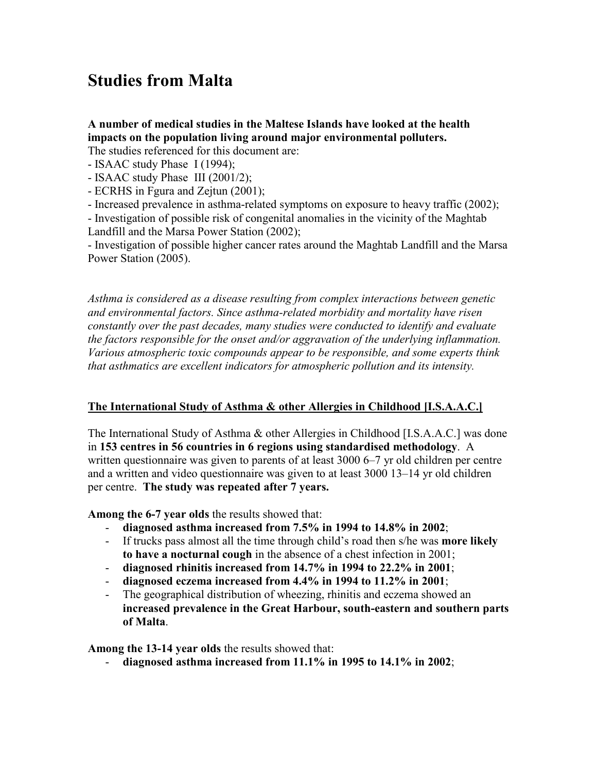# Studies from Malta

**A number of medical studies in the Maltese Islands have looked at the health impacts on the population living around major environmental polluters.**
The studies referenced for this document are:
- ISAAC study Phase I (1994);
- ISAAC study Phase III (2001/2);
- ECRHS in Fgura and Zejtun (2001);
- Increased prevalence in asthma-related symptoms on exposure to heavy traffic (2002);
- Investigation of possible risk of congenital anomalies in the vicinity of the Maghtab Landfill and the Marsa Power Station (2002);
- Investigation of possible higher cancer rates around the Maghtab Landfill and the Marsa Power Station (2005).

*Asthma is considered as a disease resulting from complex interactions between genetic and environmental factors. Since asthma-related morbidity and mortality have risen constantly over the past decades, many studies were conducted to identify and evaluate the factors responsible for the onset and/or aggravation of the underlying inflammation. Various atmospheric toxic compounds appear to be responsible, and some experts think that asthmatics are excellent indicators for atmospheric pollution and its intensity.*

## The International Study of Asthma & other Allergies in Childhood [I.S.A.A.C.]

The International Study of Asthma & other Allergies in Childhood [I.S.A.A.C.] was done in **153 centres in 56 countries in 6 regions using standardised methodology**. A written questionnaire was given to parents of at least 3000 6–7 yr old children per centre and a written and video questionnaire was given to at least 3000 13–14 yr old children per centre. **The study was repeated after 7 years.**

**Among the 6-7 year olds** the results showed that:
- **diagnosed asthma increased from 7.5% in 1994 to 14.8% in 2002**;
- If trucks pass almost all the time through child's road then s/he was **more likely to have a nocturnal cough** in the absence of a chest infection in 2001;
- **diagnosed rhinitis increased from 14.7% in 1994 to 22.2% in 2001**;
- **diagnosed eczema increased from 4.4% in 1994 to 11.2% in 2001**;
- The geographical distribution of wheezing, rhinitis and eczema showed an **increased prevalence in the Great Harbour, south-eastern and southern parts of Malta**.

**Among the 13-14 year olds** the results showed that:
- **diagnosed asthma increased from 11.1% in 1995 to 14.1% in 2002**;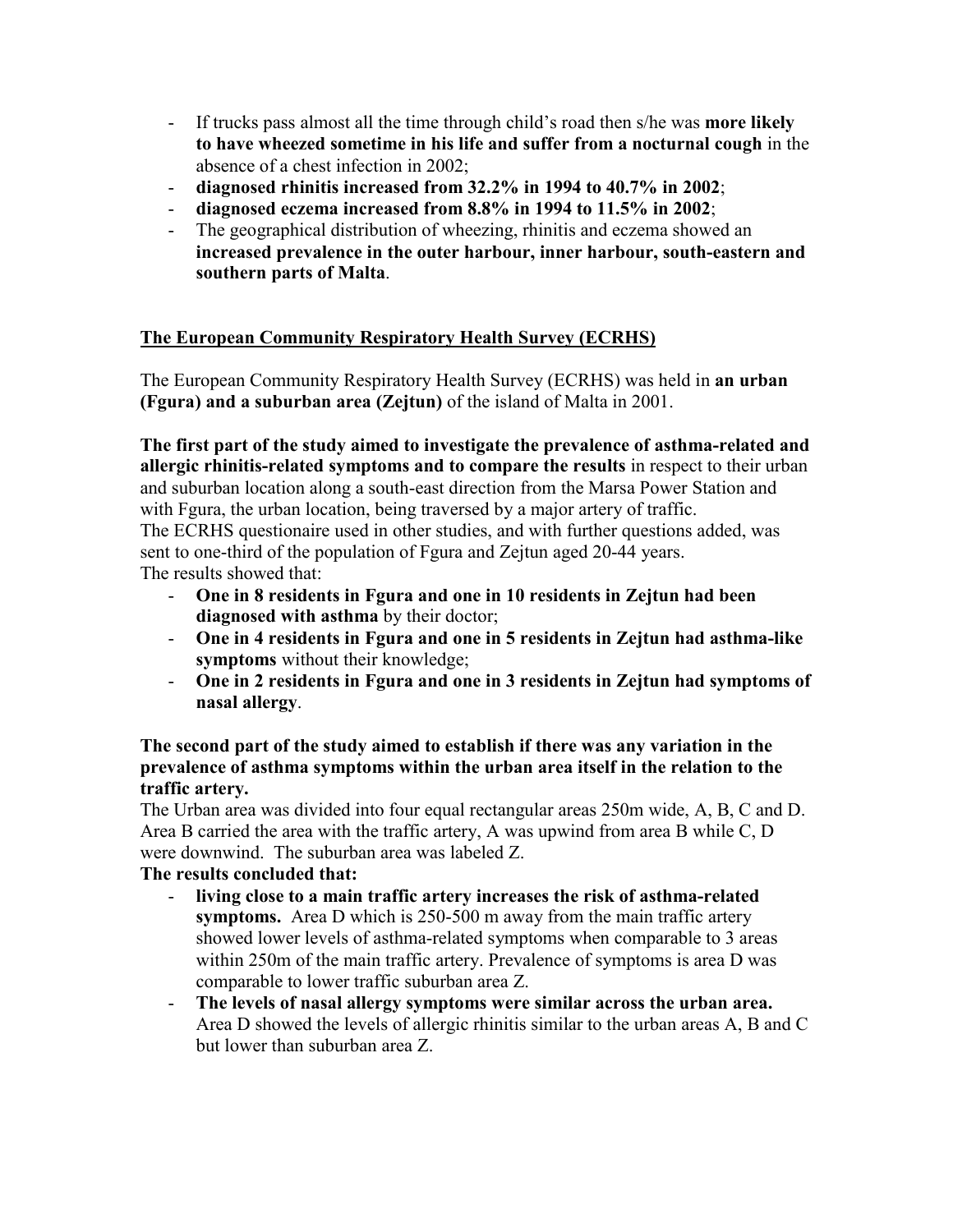- If trucks pass almost all the time through child's road then s/he was **more likely to have wheezed sometime in his life and suffer from a nocturnal cough** in the absence of a chest infection in 2002;
- **diagnosed rhinitis increased from 32.2% in 1994 to 40.7% in 2002**;
- **diagnosed eczema increased from 8.8% in 1994 to 11.5% in 2002**;
- The geographical distribution of wheezing, rhinitis and eczema showed an **increased prevalence in the outer harbour, inner harbour, south-eastern and southern parts of Malta**.

**<u>The European Community Respiratory Health Survey (ECRHS)</u>**

The European Community Respiratory Health Survey (ECRHS) was held in **an urban (Fgura) and a suburban area (Zejtun)** of the island of Malta in 2001.

**The first part of the study aimed to investigate the prevalence of asthma-related and allergic rhinitis-related symptoms and to compare the results** in respect to their urban and suburban location along a south-east direction from the Marsa Power Station and with Fgura, the urban location, being traversed by a major artery of traffic.
The ECRHS questionaire used in other studies, and with further questions added, was sent to one-third of the population of Fgura and Zejtun aged 20-44 years.
The results showed that:

- **One in 8 residents in Fgura and one in 10 residents in Zejtun had been diagnosed with asthma** by their doctor;
- **One in 4 residents in Fgura and one in 5 residents in Zejtun had asthma-like symptoms** without their knowledge;
- **One in 2 residents in Fgura and one in 3 residents in Zejtun had symptoms of nasal allergy**.

**The second part of the study aimed to establish if there was any variation in the prevalence of asthma symptoms within the urban area itself in the relation to the traffic artery.**
The Urban area was divided into four equal rectangular areas 250m wide, A, B, C and D. Area B carried the area with the traffic artery, A was upwind from area B while C, D were downwind. The suburban area was labeled Z.
**The results concluded that:**

- **living close to a main traffic artery increases the risk of asthma-related symptoms.** Area D which is 250-500 m away from the main traffic artery showed lower levels of asthma-related symptoms when comparable to 3 areas within 250m of the main traffic artery. Prevalence of symptoms is area D was comparable to lower traffic suburban area Z.
- **The levels of nasal allergy symptoms were similar across the urban area.** Area D showed the levels of allergic rhinitis similar to the urban areas A, B and C but lower than suburban area Z.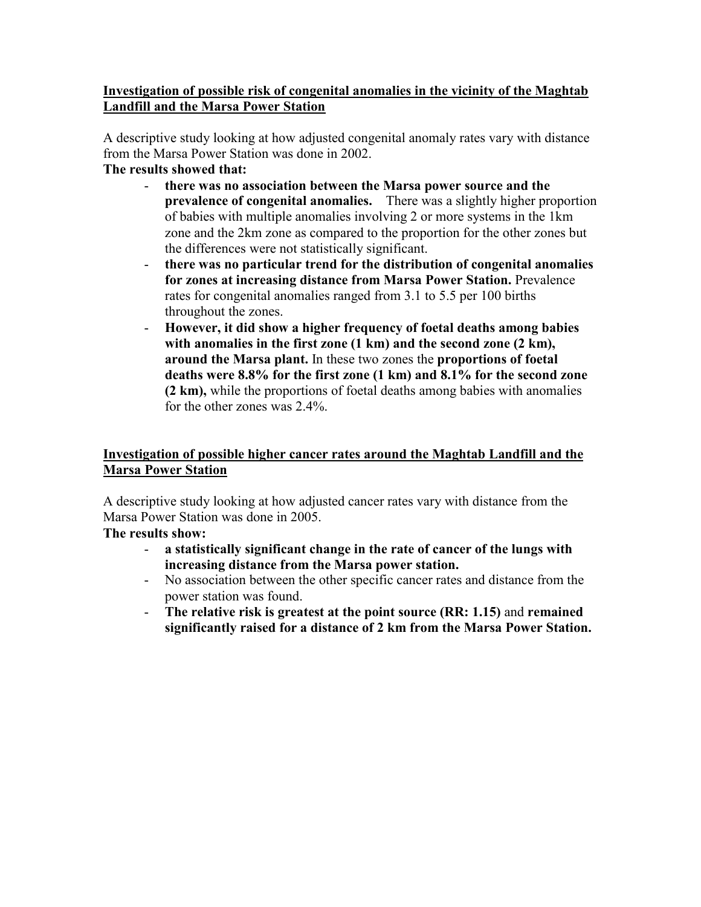## Investigation of possible risk of congenital anomalies in the vicinity of the Maghtab Landfill and the Marsa Power Station

A descriptive study looking at how adjusted congenital anomaly rates vary with distance from the Marsa Power Station was done in 2002.

**The results showed that:**

- **there was no association between the Marsa power source and the prevalence of congenital anomalies.** There was a slightly higher proportion of babies with multiple anomalies involving 2 or more systems in the 1km zone and the 2km zone as compared to the proportion for the other zones but the differences were not statistically significant.
- **there was no particular trend for the distribution of congenital anomalies for zones at increasing distance from Marsa Power Station.** Prevalence rates for congenital anomalies ranged from 3.1 to 5.5 per 100 births throughout the zones.
- **However, it did show a higher frequency of foetal deaths among babies with anomalies in the first zone (1 km) and the second zone (2 km), around the Marsa plant.** In these two zones the **proportions of foetal deaths were 8.8% for the first zone (1 km) and 8.1% for the second zone (2 km),** while the proportions of foetal deaths among babies with anomalies for the other zones was 2.4%.

## Investigation of possible higher cancer rates around the Maghtab Landfill and the Marsa Power Station

A descriptive study looking at how adjusted cancer rates vary with distance from the Marsa Power Station was done in 2005.

**The results show:**

- **a statistically significant change in the rate of cancer of the lungs with increasing distance from the Marsa power station.**
- No association between the other specific cancer rates and distance from the power station was found.
- **The relative risk is greatest at the point source (RR: 1.15)** and **remained significantly raised for a distance of 2 km from the Marsa Power Station.**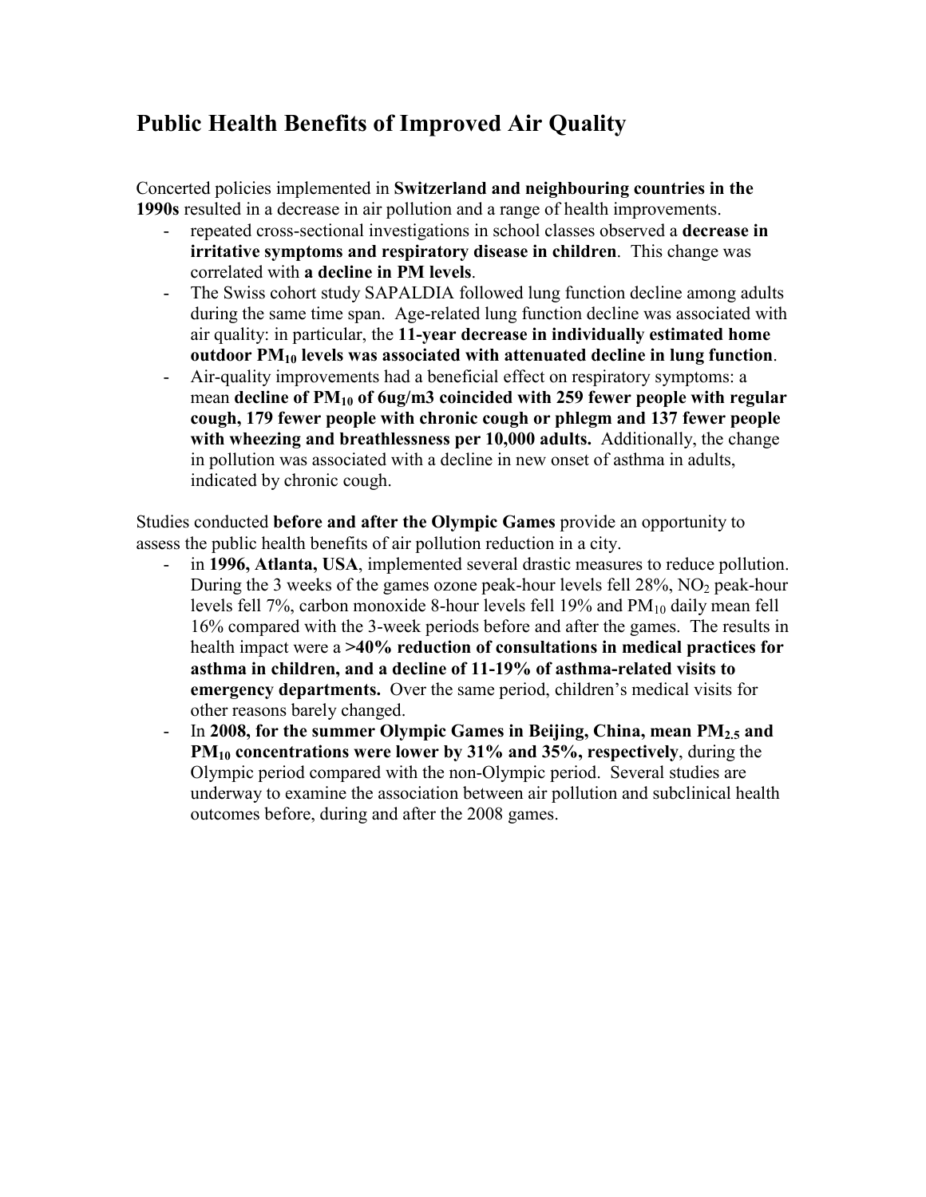## Public Health Benefits of Improved Air Quality

Concerted policies implemented in **Switzerland and neighbouring countries in the 1990s** resulted in a decrease in air pollution and a range of health improvements.

- repeated cross-sectional investigations in school classes observed a **decrease in irritative symptoms and respiratory disease in children**. This change was correlated with **a decline in PM levels**.
- The Swiss cohort study SAPALDIA followed lung function decline among adults during the same time span. Age-related lung function decline was associated with air quality: in particular, the **11-year decrease in individually estimated home outdoor $PM_{10}$ levels was associated with attenuated decline in lung function**.
- Air-quality improvements had a beneficial effect on respiratory symptoms: a mean **decline of $PM_{10}$ of 6ug/m3 coincided with 259 fewer people with regular cough, 179 fewer people with chronic cough or phlegm and 137 fewer people with wheezing and breathlessness per 10,000 adults.** Additionally, the change in pollution was associated with a decline in new onset of asthma in adults, indicated by chronic cough.

Studies conducted **before and after the Olympic Games** provide an opportunity to assess the public health benefits of air pollution reduction in a city.

- in **1996, Atlanta, USA**, implemented several drastic measures to reduce pollution. During the 3 weeks of the games ozone peak-hour levels fell 28%, $NO_2$ peak-hour levels fell 7%, carbon monoxide 8-hour levels fell 19% and $PM_{10}$ daily mean fell 16% compared with the 3-week periods before and after the games. The results in health impact were a **>40% reduction of consultations in medical practices for asthma in children, and a decline of 11-19% of asthma-related visits to emergency departments.** Over the same period, children's medical visits for other reasons barely changed.
- In **2008, for the summer Olympic Games in Beijing, China, mean $PM_{2.5}$ and $PM_{10}$ concentrations were lower by 31% and 35%, respectively**, during the Olympic period compared with the non-Olympic period. Several studies are underway to examine the association between air pollution and subclinical health outcomes before, during and after the 2008 games.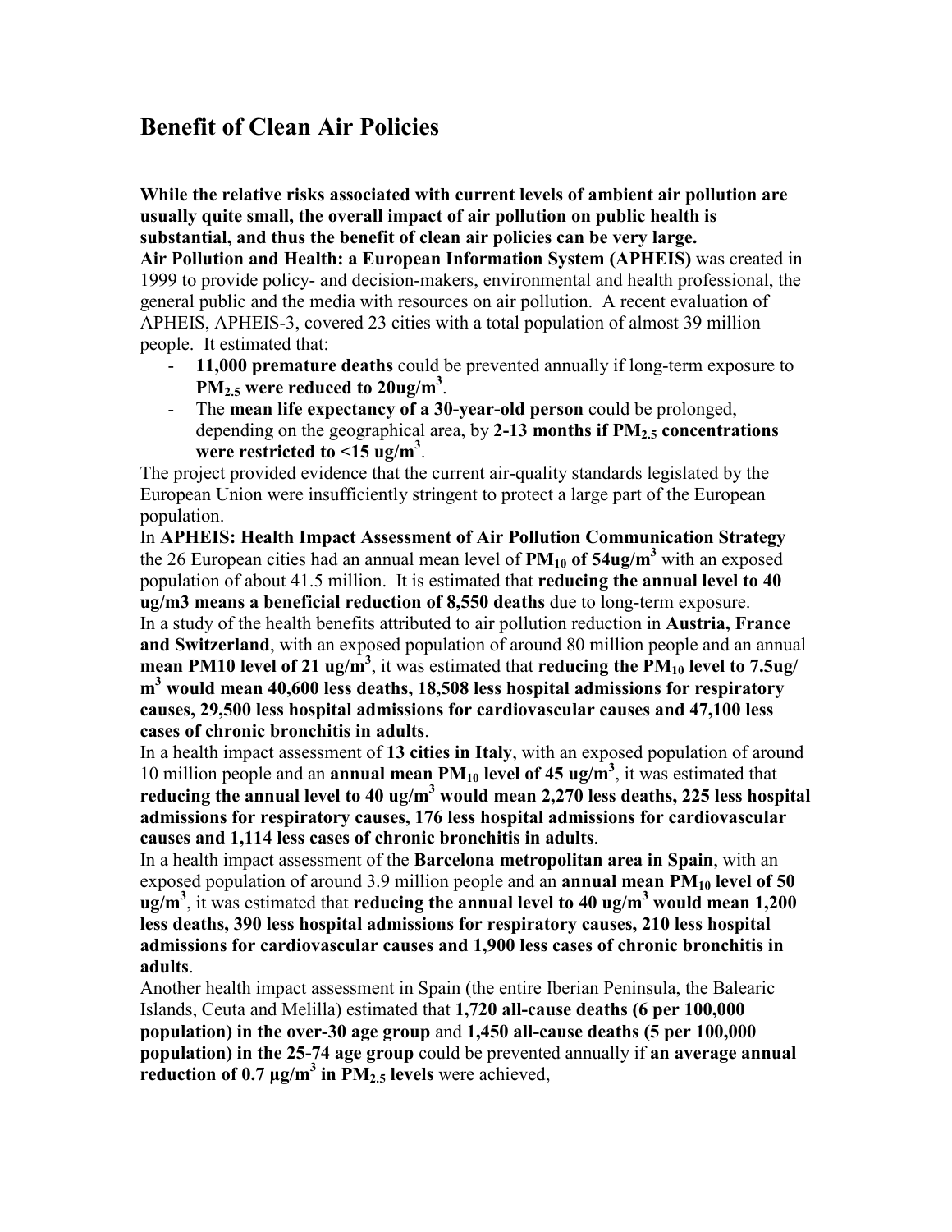# Benefit of Clean Air Policies

**While the relative risks associated with current levels of ambient air pollution are usually quite small, the overall impact of air pollution on public health is substantial, and thus the benefit of clean air policies can be very large.**

**Air Pollution and Health: a European Information System (APHEIS)** was created in 1999 to provide policy- and decision-makers, environmental and health professional, the general public and the media with resources on air pollution. A recent evaluation of APHEIS, APHEIS-3, covered 23 cities with a total population of almost 39 million people. It estimated that:

- **11,000 premature deaths** could be prevented annually if long-term exposure to **$PM_{2.5}$ were reduced to 20ug/$m^3$**.
- The **mean life expectancy of a 30-year-old person** could be prolonged, depending on the geographical area, by **2-13 months if $PM_{2.5}$ concentrations were restricted to <15 ug/$m^3$**.

The project provided evidence that the current air-quality standards legislated by the European Union were insufficiently stringent to protect a large part of the European population.

In **APHEIS: Health Impact Assessment of Air Pollution Communication Strategy** the 26 European cities had an annual mean level of **$PM_{10}$ of 54ug/$m^3$** with an exposed population of about 41.5 million. It is estimated that **reducing the annual level to 40 ug/m3 means a beneficial reduction of 8,550 deaths** due to long-term exposure.

In a study of the health benefits attributed to air pollution reduction in **Austria, France and Switzerland**, with an exposed population of around 80 million people and an annual **mean PM10 level of 21 ug/$m^3$**, it was estimated that **reducing the $PM_{10}$ level to 7.5ug/ $m^3$ would mean 40,600 less deaths, 18,508 less hospital admissions for respiratory causes, 29,500 less hospital admissions for cardiovascular causes and 47,100 less cases of chronic bronchitis in adults**.

In a health impact assessment of **13 cities in Italy**, with an exposed population of around 10 million people and an **annual mean $PM_{10}$ level of 45 ug/$m^3$**, it was estimated that **reducing the annual level to 40 ug/$m^3$ would mean 2,270 less deaths, 225 less hospital admissions for respiratory causes, 176 less hospital admissions for cardiovascular causes and 1,114 less cases of chronic bronchitis in adults**.

In a health impact assessment of the **Barcelona metropolitan area in Spain**, with an exposed population of around 3.9 million people and an **annual mean $PM_{10}$ level of 50 ug/$m^3$**, it was estimated that **reducing the annual level to 40 ug/$m^3$ would mean 1,200 less deaths, 390 less hospital admissions for respiratory causes, 210 less hospital admissions for cardiovascular causes and 1,900 less cases of chronic bronchitis in adults**.

Another health impact assessment in Spain (the entire Iberian Peninsula, the Balearic Islands, Ceuta and Melilla) estimated that **1,720 all-cause deaths (6 per 100,000 population) in the over-30 age group** and **1,450 all-cause deaths (5 per 100,000 population) in the 25-74 age group** could be prevented annually if **an average annual reduction of 0.7 µg/$m^3$ in $PM_{2.5}$ levels** were achieved,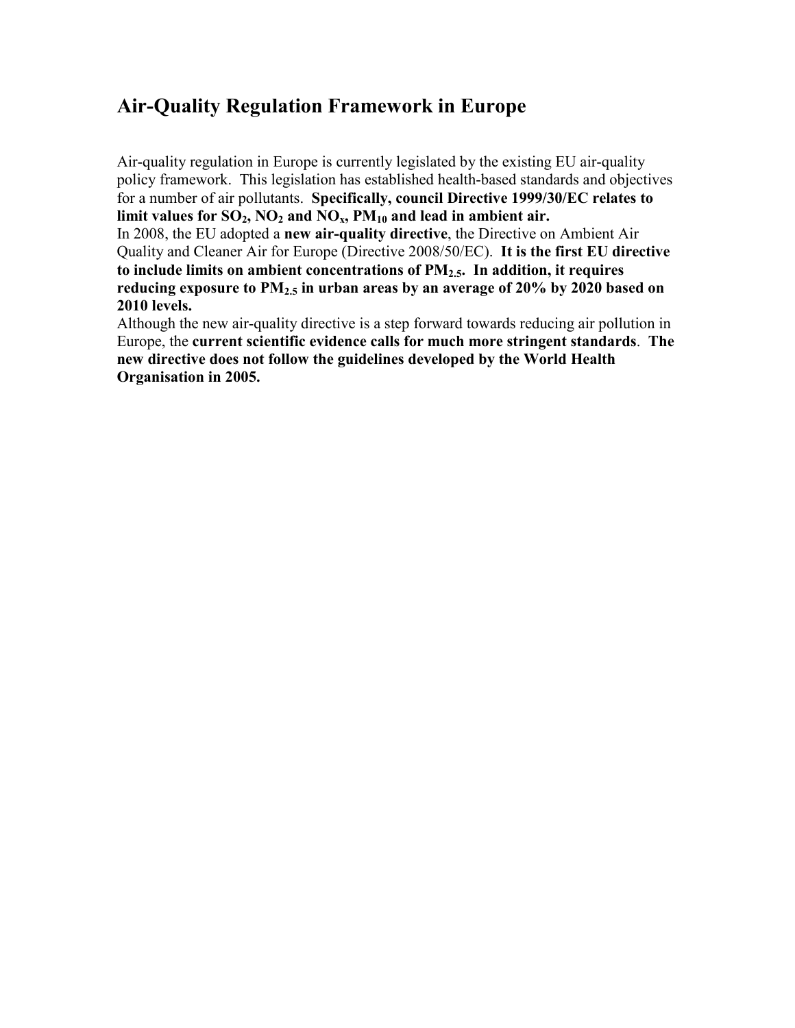## Air-Quality Regulation Framework in Europe

Air-quality regulation in Europe is currently legislated by the existing EU air-quality policy framework. This legislation has established health-based standards and objectives for a number of air pollutants. **Specifically, council Directive 1999/30/EC relates to limit values for $SO_2$, $NO_2$ and $NO_x$, $PM_{10}$ and lead in ambient air.**

In 2008, the EU adopted a **new air-quality directive**, the Directive on Ambient Air Quality and Cleaner Air for Europe (Directive 2008/50/EC). **It is the first EU directive to include limits on ambient concentrations of $PM_{2.5}$. In addition, it requires reducing exposure to $PM_{2.5}$ in urban areas by an average of 20% by 2020 based on 2010 levels.**

Although the new air-quality directive is a step forward towards reducing air pollution in Europe, the **current scientific evidence calls for much more stringent standards**. **The new directive does not follow the guidelines developed by the World Health Organisation in 2005.**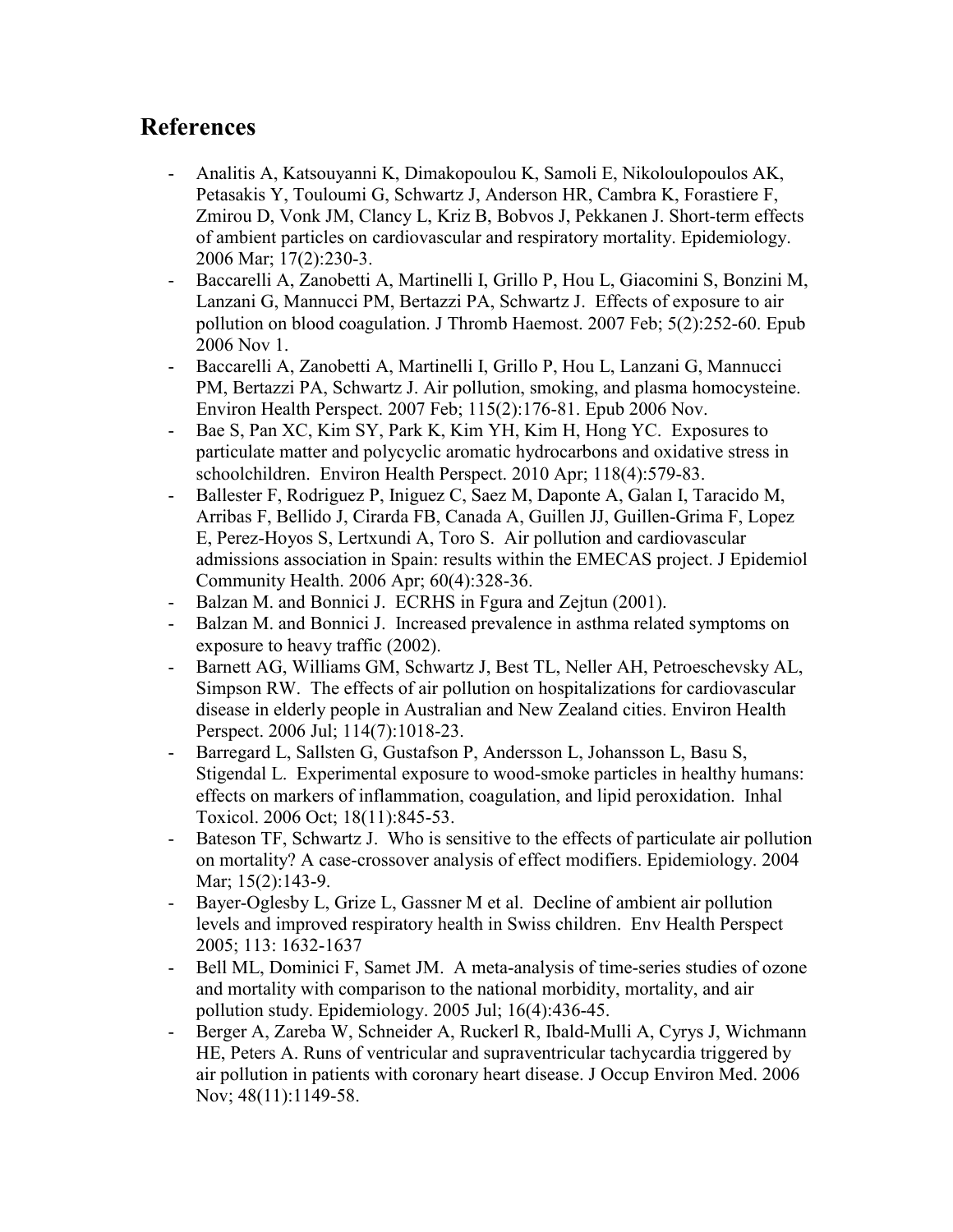## References

- Analitis A, Katsouyanni K, Dimakopoulou K, Samoli E, Nikoloulopoulos AK, Petasakis Y, Touloumi G, Schwartz J, Anderson HR, Cambra K, Forastiere F, Zmirou D, Vonk JM, Clancy L, Kriz B, Bobvos J, Pekkanen J. Short-term effects of ambient particles on cardiovascular and respiratory mortality. Epidemiology. 2006 Mar; 17(2):230-3.
- Baccarelli A, Zanobetti A, Martinelli I, Grillo P, Hou L, Giacomini S, Bonzini M, Lanzani G, Mannucci PM, Bertazzi PA, Schwartz J. Effects of exposure to air pollution on blood coagulation. J Thromb Haemost. 2007 Feb; 5(2):252-60. Epub 2006 Nov 1.
- Baccarelli A, Zanobetti A, Martinelli I, Grillo P, Hou L, Lanzani G, Mannucci PM, Bertazzi PA, Schwartz J. Air pollution, smoking, and plasma homocysteine. Environ Health Perspect. 2007 Feb; 115(2):176-81. Epub 2006 Nov.
- Bae S, Pan XC, Kim SY, Park K, Kim YH, Kim H, Hong YC. Exposures to particulate matter and polycyclic aromatic hydrocarbons and oxidative stress in schoolchildren. Environ Health Perspect. 2010 Apr; 118(4):579-83.
- Ballester F, Rodriguez P, Iniguez C, Saez M, Daponte A, Galan I, Taracido M, Arribas F, Bellido J, Cirarda FB, Canada A, Guillen JJ, Guillen-Grima F, Lopez E, Perez-Hoyos S, Lertxundi A, Toro S. Air pollution and cardiovascular admissions association in Spain: results within the EMECAS project. J Epidemiol Community Health. 2006 Apr; 60(4):328-36.
- Balzan M. and Bonnici J. ECRHS in Fgura and Zejtun (2001).
- Balzan M. and Bonnici J. Increased prevalence in asthma related symptoms on exposure to heavy traffic (2002).
- Barnett AG, Williams GM, Schwartz J, Best TL, Neller AH, Petroeschevsky AL, Simpson RW. The effects of air pollution on hospitalizations for cardiovascular disease in elderly people in Australian and New Zealand cities. Environ Health Perspect. 2006 Jul; 114(7):1018-23.
- Barregard L, Sallsten G, Gustafson P, Andersson L, Johansson L, Basu S, Stigendal L. Experimental exposure to wood-smoke particles in healthy humans: effects on markers of inflammation, coagulation, and lipid peroxidation. Inhal Toxicol. 2006 Oct; 18(11):845-53.
- Bateson TF, Schwartz J. Who is sensitive to the effects of particulate air pollution on mortality? A case-crossover analysis of effect modifiers. Epidemiology. 2004 Mar; 15(2):143-9.
- Bayer-Oglesby L, Grize L, Gassner M et al. Decline of ambient air pollution levels and improved respiratory health in Swiss children. Env Health Perspect 2005; 113: 1632-1637
- Bell ML, Dominici F, Samet JM. A meta-analysis of time-series studies of ozone and mortality with comparison to the national morbidity, mortality, and air pollution study. Epidemiology. 2005 Jul; 16(4):436-45.
- Berger A, Zareba W, Schneider A, Ruckerl R, Ibald-Mulli A, Cyrys J, Wichmann HE, Peters A. Runs of ventricular and supraventricular tachycardia triggered by air pollution in patients with coronary heart disease. J Occup Environ Med. 2006 Nov; 48(11):1149-58.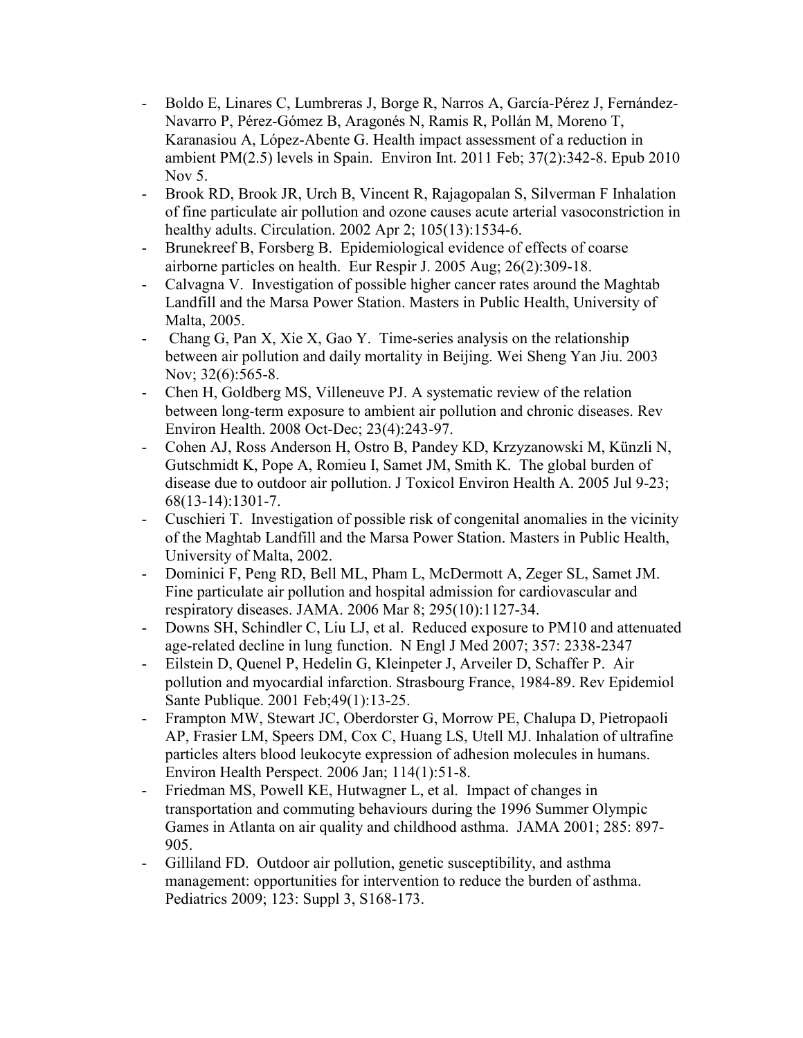- Boldo E, Linares C, Lumbreras J, Borge R, Narros A, García-Pérez J, Fernández-Navarro P, Pérez-Gómez B, Aragonés N, Ramis R, Pollán M, Moreno T, Karanasiou A, López-Abente G. Health impact assessment of a reduction in ambient PM(2.5) levels in Spain. Environ Int. 2011 Feb; 37(2):342-8. Epub 2010 Nov 5.
- Brook RD, Brook JR, Urch B, Vincent R, Rajagopalan S, Silverman F Inhalation of fine particulate air pollution and ozone causes acute arterial vasoconstriction in healthy adults. Circulation. 2002 Apr 2; 105(13):1534-6.
- Brunekreef B, Forsberg B. Epidemiological evidence of effects of coarse airborne particles on health. Eur Respir J. 2005 Aug; 26(2):309-18.
- Calvagna V. Investigation of possible higher cancer rates around the Maghtab Landfill and the Marsa Power Station. Masters in Public Health, University of Malta, 2005.
- Chang G, Pan X, Xie X, Gao Y. Time-series analysis on the relationship between air pollution and daily mortality in Beijing. Wei Sheng Yan Jiu. 2003 Nov; 32(6):565-8.
- Chen H, Goldberg MS, Villeneuve PJ. A systematic review of the relation between long-term exposure to ambient air pollution and chronic diseases. Rev Environ Health. 2008 Oct-Dec; 23(4):243-97.
- Cohen AJ, Ross Anderson H, Ostro B, Pandey KD, Krzyzanowski M, Künzli N, Gutschmidt K, Pope A, Romieu I, Samet JM, Smith K. The global burden of disease due to outdoor air pollution. J Toxicol Environ Health A. 2005 Jul 9-23; 68(13-14):1301-7.
- Cuschieri T. Investigation of possible risk of congenital anomalies in the vicinity of the Maghtab Landfill and the Marsa Power Station. Masters in Public Health, University of Malta, 2002.
- Dominici F, Peng RD, Bell ML, Pham L, McDermott A, Zeger SL, Samet JM. Fine particulate air pollution and hospital admission for cardiovascular and respiratory diseases. JAMA. 2006 Mar 8; 295(10):1127-34.
- Downs SH, Schindler C, Liu LJ, et al. Reduced exposure to PM10 and attenuated age-related decline in lung function. N Engl J Med 2007; 357: 2338-2347
- Eilstein D, Quenel P, Hedelin G, Kleinpeter J, Arveiler D, Schaffer P. Air pollution and myocardial infarction. Strasbourg France, 1984-89. Rev Epidemiol Sante Publique. 2001 Feb;49(1):13-25.
- Frampton MW, Stewart JC, Oberdorster G, Morrow PE, Chalupa D, Pietropaoli AP, Frasier LM, Speers DM, Cox C, Huang LS, Utell MJ. Inhalation of ultrafine particles alters blood leukocyte expression of adhesion molecules in humans. Environ Health Perspect. 2006 Jan; 114(1):51-8.
- Friedman MS, Powell KE, Hutwagner L, et al. Impact of changes in transportation and commuting behaviours during the 1996 Summer Olympic Games in Atlanta on air quality and childhood asthma. JAMA 2001; 285: 897-905.
- Gilliland FD. Outdoor air pollution, genetic susceptibility, and asthma management: opportunities for intervention to reduce the burden of asthma. Pediatrics 2009; 123: Suppl 3, S168-173.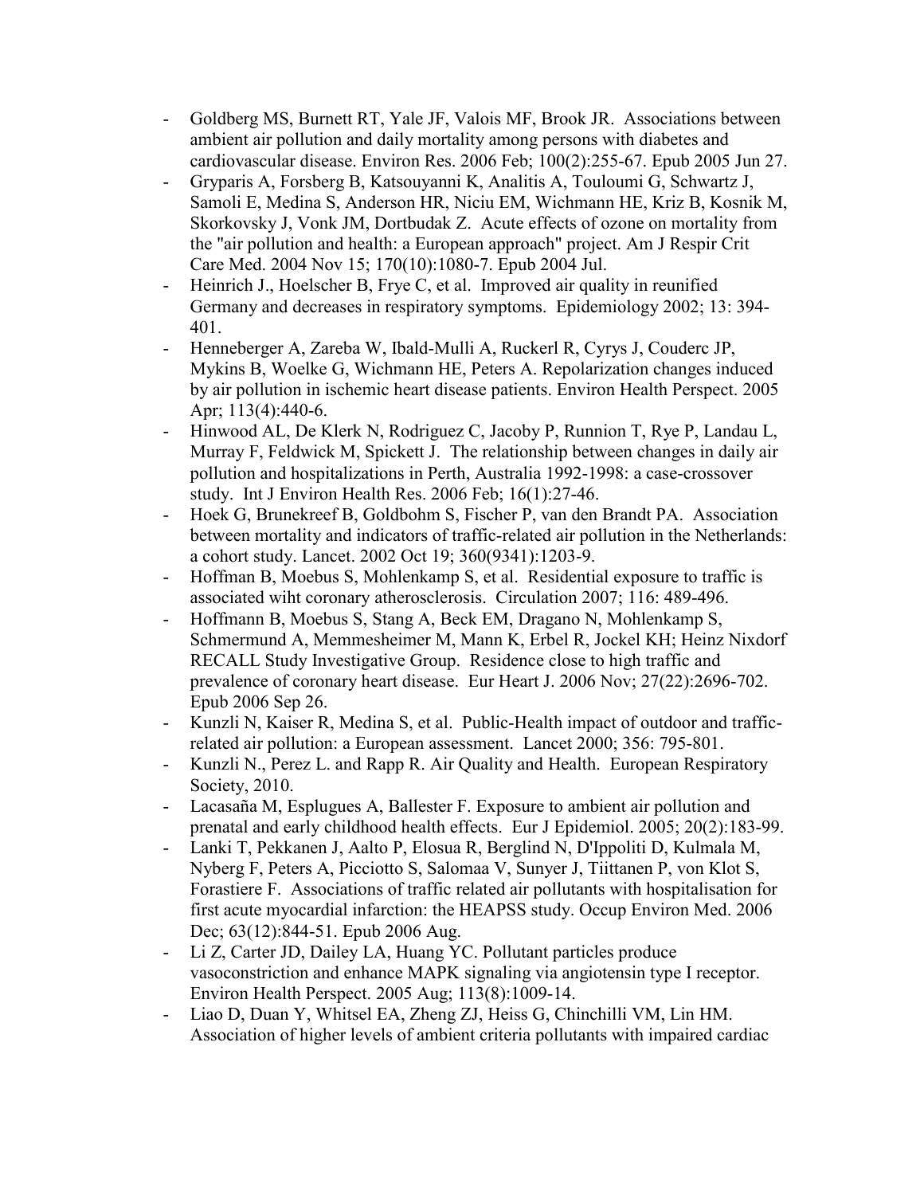- Goldberg MS, Burnett RT, Yale JF, Valois MF, Brook JR. Associations between ambient air pollution and daily mortality among persons with diabetes and cardiovascular disease. Environ Res. 2006 Feb; 100(2):255-67. Epub 2005 Jun 27.
- Gryparis A, Forsberg B, Katsouyanni K, Analitis A, Touloumi G, Schwartz J, Samoli E, Medina S, Anderson HR, Niciu EM, Wichmann HE, Kriz B, Kosnik M, Skorkovsky J, Vonk JM, Dortbudak Z. Acute effects of ozone on mortality from the "air pollution and health: a European approach" project. Am J Respir Crit Care Med. 2004 Nov 15; 170(10):1080-7. Epub 2004 Jul.
- Heinrich J., Hoelscher B, Frye C, et al. Improved air quality in reunified Germany and decreases in respiratory symptoms. Epidemiology 2002; 13: 394-401.
- Henneberger A, Zareba W, Ibald-Mulli A, Ruckerl R, Cyrys J, Couderc JP, Mykins B, Woelke G, Wichmann HE, Peters A. Repolarization changes induced by air pollution in ischemic heart disease patients. Environ Health Perspect. 2005 Apr; 113(4):440-6.
- Hinwood AL, De Klerk N, Rodriguez C, Jacoby P, Runnion T, Rye P, Landau L, Murray F, Feldwick M, Spickett J. The relationship between changes in daily air pollution and hospitalizations in Perth, Australia 1992-1998: a case-crossover study. Int J Environ Health Res. 2006 Feb; 16(1):27-46.
- Hoek G, Brunekreef B, Goldbohm S, Fischer P, van den Brandt PA. Association between mortality and indicators of traffic-related air pollution in the Netherlands: a cohort study. Lancet. 2002 Oct 19; 360(9341):1203-9.
- Hoffman B, Moebus S, Mohlenkamp S, et al. Residential exposure to traffic is associated wiht coronary atherosclerosis. Circulation 2007; 116: 489-496.
- Hoffmann B, Moebus S, Stang A, Beck EM, Dragano N, Mohlenkamp S, Schmermund A, Memmesheimer M, Mann K, Erbel R, Jockel KH; Heinz Nixdorf RECALL Study Investigative Group. Residence close to high traffic and prevalence of coronary heart disease. Eur Heart J. 2006 Nov; 27(22):2696-702. Epub 2006 Sep 26.
- Kunzli N, Kaiser R, Medina S, et al. Public-Health impact of outdoor and traffic-related air pollution: a European assessment. Lancet 2000; 356: 795-801.
- Kunzli N., Perez L. and Rapp R. Air Quality and Health. European Respiratory Society, 2010.
- Lacasaña M, Esplugues A, Ballester F. Exposure to ambient air pollution and prenatal and early childhood health effects. Eur J Epidemiol. 2005; 20(2):183-99.
- Lanki T, Pekkanen J, Aalto P, Elosua R, Berglind N, D'Ippoliti D, Kulmala M, Nyberg F, Peters A, Picciotto S, Salomaa V, Sunyer J, Tiittanen P, von Klot S, Forastiere F. Associations of traffic related air pollutants with hospitalisation for first acute myocardial infarction: the HEAPSS study. Occup Environ Med. 2006 Dec; 63(12):844-51. Epub 2006 Aug.
- Li Z, Carter JD, Dailey LA, Huang YC. Pollutant particles produce vasoconstriction and enhance MAPK signaling via angiotensin type I receptor. Environ Health Perspect. 2005 Aug; 113(8):1009-14.
- Liao D, Duan Y, Whitsel EA, Zheng ZJ, Heiss G, Chinchilli VM, Lin HM. Association of higher levels of ambient criteria pollutants with impaired cardiac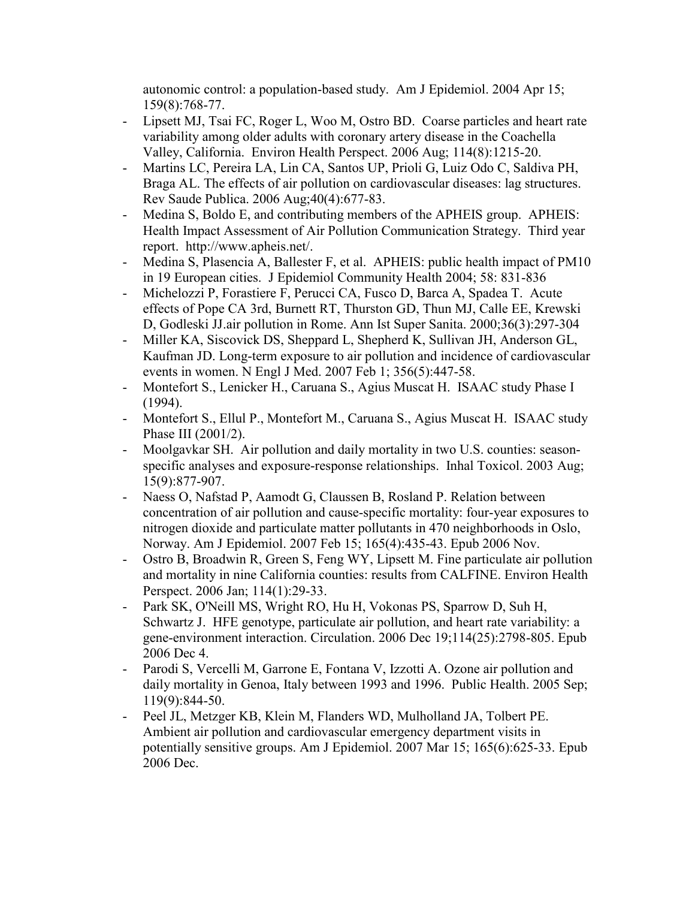autonomic control: a population-based study. Am J Epidemiol. 2004 Apr 15; 159(8):768-77.

- Lipsett MJ, Tsai FC, Roger L, Woo M, Ostro BD. Coarse particles and heart rate variability among older adults with coronary artery disease in the Coachella Valley, California. Environ Health Perspect. 2006 Aug; 114(8):1215-20.
- Martins LC, Pereira LA, Lin CA, Santos UP, Prioli G, Luiz Odo C, Saldiva PH, Braga AL. The effects of air pollution on cardiovascular diseases: lag structures. Rev Saude Publica. 2006 Aug;40(4):677-83.
- Medina S, Boldo E, and contributing members of the APHEIS group. APHEIS: Health Impact Assessment of Air Pollution Communication Strategy. Third year report. http://www.apheis.net/.
- Medina S, Plasencia A, Ballester F, et al. APHEIS: public health impact of PM10 in 19 European cities. J Epidemiol Community Health 2004; 58: 831-836
- Michelozzi P, Forastiere F, Perucci CA, Fusco D, Barca A, Spadea T. Acute effects of Pope CA 3rd, Burnett RT, Thurston GD, Thun MJ, Calle EE, Krewski D, Godleski JJ.air pollution in Rome. Ann Ist Super Sanita. 2000;36(3):297-304
- Miller KA, Siscovick DS, Sheppard L, Shepherd K, Sullivan JH, Anderson GL, Kaufman JD. Long-term exposure to air pollution and incidence of cardiovascular events in women. N Engl J Med. 2007 Feb 1; 356(5):447-58.
- Montefort S., Lenicker H., Caruana S., Agius Muscat H. ISAAC study Phase I (1994).
- Montefort S., Ellul P., Montefort M., Caruana S., Agius Muscat H. ISAAC study Phase III (2001/2).
- Moolgavkar SH. Air pollution and daily mortality in two U.S. counties: season-specific analyses and exposure-response relationships. Inhal Toxicol. 2003 Aug; 15(9):877-907.
- Naess O, Nafstad P, Aamodt G, Claussen B, Rosland P. Relation between concentration of air pollution and cause-specific mortality: four-year exposures to nitrogen dioxide and particulate matter pollutants in 470 neighborhoods in Oslo, Norway. Am J Epidemiol. 2007 Feb 15; 165(4):435-43. Epub 2006 Nov.
- Ostro B, Broadwin R, Green S, Feng WY, Lipsett M. Fine particulate air pollution and mortality in nine California counties: results from CALFINE. Environ Health Perspect. 2006 Jan; 114(1):29-33.
- Park SK, O'Neill MS, Wright RO, Hu H, Vokonas PS, Sparrow D, Suh H, Schwartz J. HFE genotype, particulate air pollution, and heart rate variability: a gene-environment interaction. Circulation. 2006 Dec 19;114(25):2798-805. Epub 2006 Dec 4.
- Parodi S, Vercelli M, Garrone E, Fontana V, Izzotti A. Ozone air pollution and daily mortality in Genoa, Italy between 1993 and 1996. Public Health. 2005 Sep; 119(9):844-50.
- Peel JL, Metzger KB, Klein M, Flanders WD, Mulholland JA, Tolbert PE. Ambient air pollution and cardiovascular emergency department visits in potentially sensitive groups. Am J Epidemiol. 2007 Mar 15; 165(6):625-33. Epub 2006 Dec.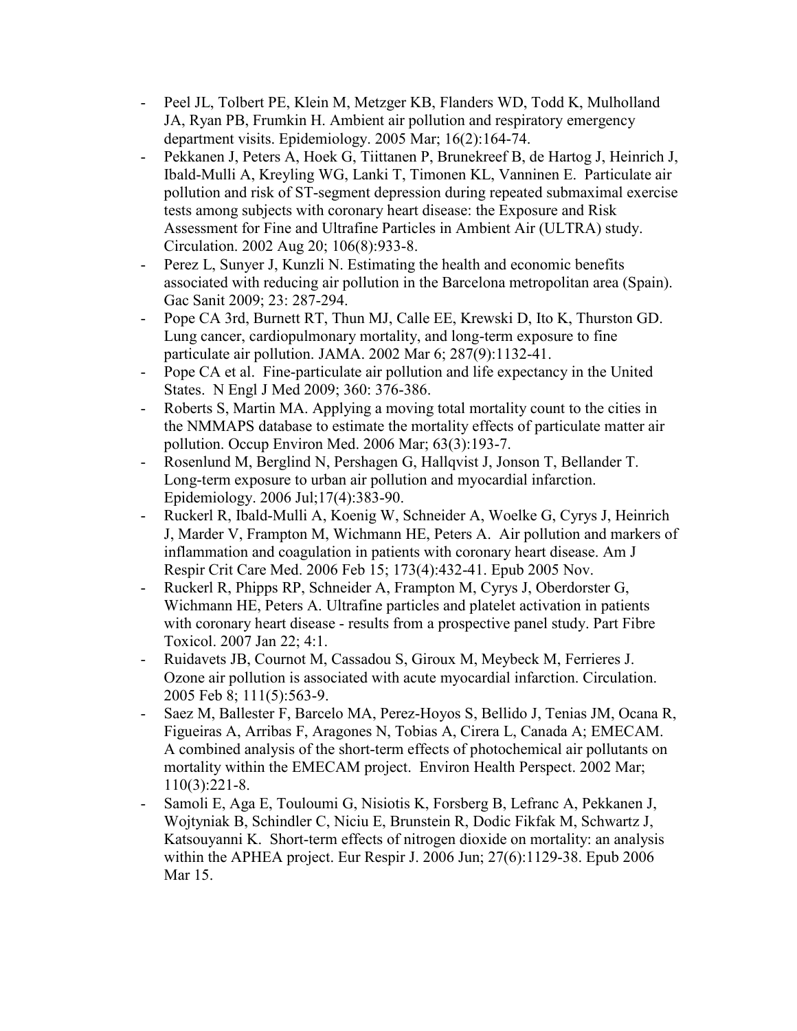- Peel JL, Tolbert PE, Klein M, Metzger KB, Flanders WD, Todd K, Mulholland JA, Ryan PB, Frumkin H. Ambient air pollution and respiratory emergency department visits. Epidemiology. 2005 Mar; 16(2):164-74.
- Pekkanen J, Peters A, Hoek G, Tiittanen P, Brunekreef B, de Hartog J, Heinrich J, Ibald-Mulli A, Kreyling WG, Lanki T, Timonen KL, Vanninen E. Particulate air pollution and risk of ST-segment depression during repeated submaximal exercise tests among subjects with coronary heart disease: the Exposure and Risk Assessment for Fine and Ultrafine Particles in Ambient Air (ULTRA) study. Circulation. 2002 Aug 20; 106(8):933-8.
- Perez L, Sunyer J, Kunzli N. Estimating the health and economic benefits associated with reducing air pollution in the Barcelona metropolitan area (Spain). Gac Sanit 2009; 23: 287-294.
- Pope CA 3rd, Burnett RT, Thun MJ, Calle EE, Krewski D, Ito K, Thurston GD. Lung cancer, cardiopulmonary mortality, and long-term exposure to fine particulate air pollution. JAMA. 2002 Mar 6; 287(9):1132-41.
- Pope CA et al. Fine-particulate air pollution and life expectancy in the United States. N Engl J Med 2009; 360: 376-386.
- Roberts S, Martin MA. Applying a moving total mortality count to the cities in the NMMAPS database to estimate the mortality effects of particulate matter air pollution. Occup Environ Med. 2006 Mar; 63(3):193-7.
- Rosenlund M, Berglind N, Pershagen G, Hallqvist J, Jonson T, Bellander T. Long-term exposure to urban air pollution and myocardial infarction. Epidemiology. 2006 Jul;17(4):383-90.
- Ruckerl R, Ibald-Mulli A, Koenig W, Schneider A, Woelke G, Cyrys J, Heinrich J, Marder V, Frampton M, Wichmann HE, Peters A. Air pollution and markers of inflammation and coagulation in patients with coronary heart disease. Am J Respir Crit Care Med. 2006 Feb 15; 173(4):432-41. Epub 2005 Nov.
- Ruckerl R, Phipps RP, Schneider A, Frampton M, Cyrys J, Oberdorster G, Wichmann HE, Peters A. Ultrafine particles and platelet activation in patients with coronary heart disease - results from a prospective panel study. Part Fibre Toxicol. 2007 Jan 22; 4:1.
- Ruidavets JB, Cournot M, Cassadou S, Giroux M, Meybeck M, Ferrieres J. Ozone air pollution is associated with acute myocardial infarction. Circulation. 2005 Feb 8; 111(5):563-9.
- Saez M, Ballester F, Barcelo MA, Perez-Hoyos S, Bellido J, Tenias JM, Ocana R, Figueiras A, Arribas F, Aragones N, Tobias A, Cirera L, Canada A; EMECAM. A combined analysis of the short-term effects of photochemical air pollutants on mortality within the EMECAM project. Environ Health Perspect. 2002 Mar; 110(3):221-8.
- Samoli E, Aga E, Touloumi G, Nisiotis K, Forsberg B, Lefranc A, Pekkanen J, Wojtyniak B, Schindler C, Niciu E, Brunstein R, Dodic Fikfak M, Schwartz J, Katsouyanni K. Short-term effects of nitrogen dioxide on mortality: an analysis within the APHEA project. Eur Respir J. 2006 Jun; 27(6):1129-38. Epub 2006 Mar 15.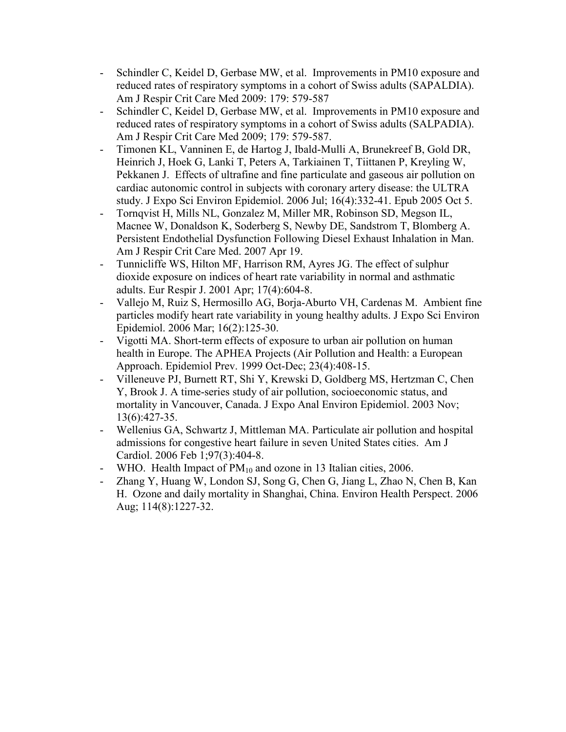- Schindler C, Keidel D, Gerbase MW, et al. Improvements in PM10 exposure and reduced rates of respiratory symptoms in a cohort of Swiss adults (SAPALDIA). Am J Respir Crit Care Med 2009: 179: 579-587
- Schindler C, Keidel D, Gerbase MW, et al. Improvements in PM10 exposure and reduced rates of respiratory symptoms in a cohort of Swiss adults (SALPADIA). Am J Respir Crit Care Med 2009; 179: 579-587.
- Timonen KL, Vanninen E, de Hartog J, Ibald-Mulli A, Brunekreef B, Gold DR, Heinrich J, Hoek G, Lanki T, Peters A, Tarkiainen T, Tiittanen P, Kreyling W, Pekkanen J. Effects of ultrafine and fine particulate and gaseous air pollution on cardiac autonomic control in subjects with coronary artery disease: the ULTRA study. J Expo Sci Environ Epidemiol. 2006 Jul; 16(4):332-41. Epub 2005 Oct 5.
- Tornqvist H, Mills NL, Gonzalez M, Miller MR, Robinson SD, Megson IL, Macnee W, Donaldson K, Soderberg S, Newby DE, Sandstrom T, Blomberg A. Persistent Endothelial Dysfunction Following Diesel Exhaust Inhalation in Man. Am J Respir Crit Care Med. 2007 Apr 19.
- Tunnicliffe WS, Hilton MF, Harrison RM, Ayres JG. The effect of sulphur dioxide exposure on indices of heart rate variability in normal and asthmatic adults. Eur Respir J. 2001 Apr; 17(4):604-8.
- Vallejo M, Ruiz S, Hermosillo AG, Borja-Aburto VH, Cardenas M. Ambient fine particles modify heart rate variability in young healthy adults. J Expo Sci Environ Epidemiol. 2006 Mar; 16(2):125-30.
- Vigotti MA. Short-term effects of exposure to urban air pollution on human health in Europe. The APHEA Projects (Air Pollution and Health: a European Approach. Epidemiol Prev. 1999 Oct-Dec; 23(4):408-15.
- Villeneuve PJ, Burnett RT, Shi Y, Krewski D, Goldberg MS, Hertzman C, Chen Y, Brook J. A time-series study of air pollution, socioeconomic status, and mortality in Vancouver, Canada. J Expo Anal Environ Epidemiol. 2003 Nov; 13(6):427-35.
- Wellenius GA, Schwartz J, Mittleman MA. Particulate air pollution and hospital admissions for congestive heart failure in seven United States cities. Am J Cardiol. 2006 Feb 1;97(3):404-8.
- WHO. Health Impact of $PM_{10}$ and ozone in 13 Italian cities, 2006.
- Zhang Y, Huang W, London SJ, Song G, Chen G, Jiang L, Zhao N, Chen B, Kan H. Ozone and daily mortality in Shanghai, China. Environ Health Perspect. 2006 Aug; 114(8):1227-32.